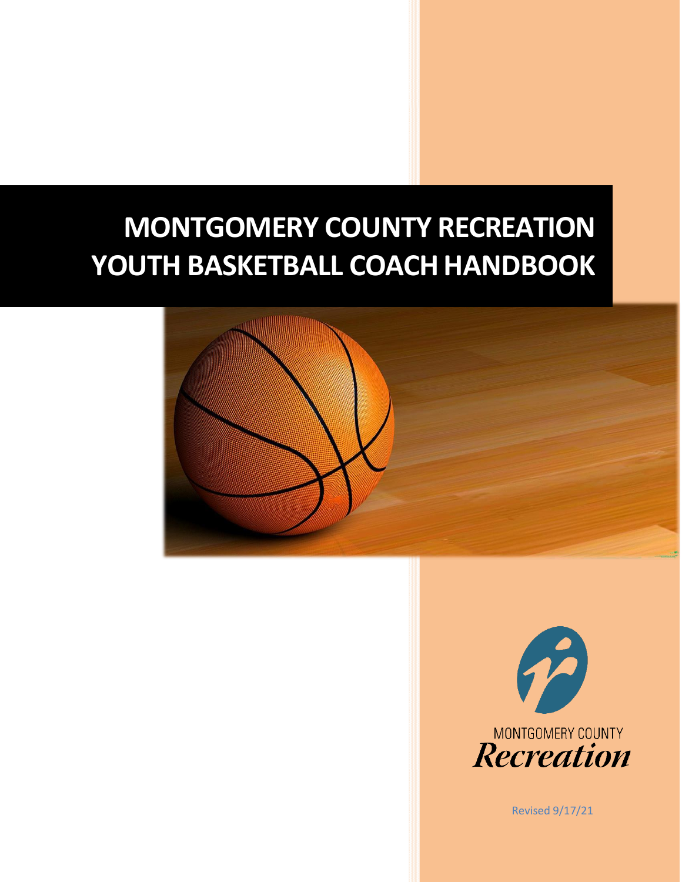# MONTGOMERY COUNTY RECREATION YOUTH BASKETBALL COACH HANDBOOK

MONTGOMERY COUNTY
*Recreation*

Revised 9/17/21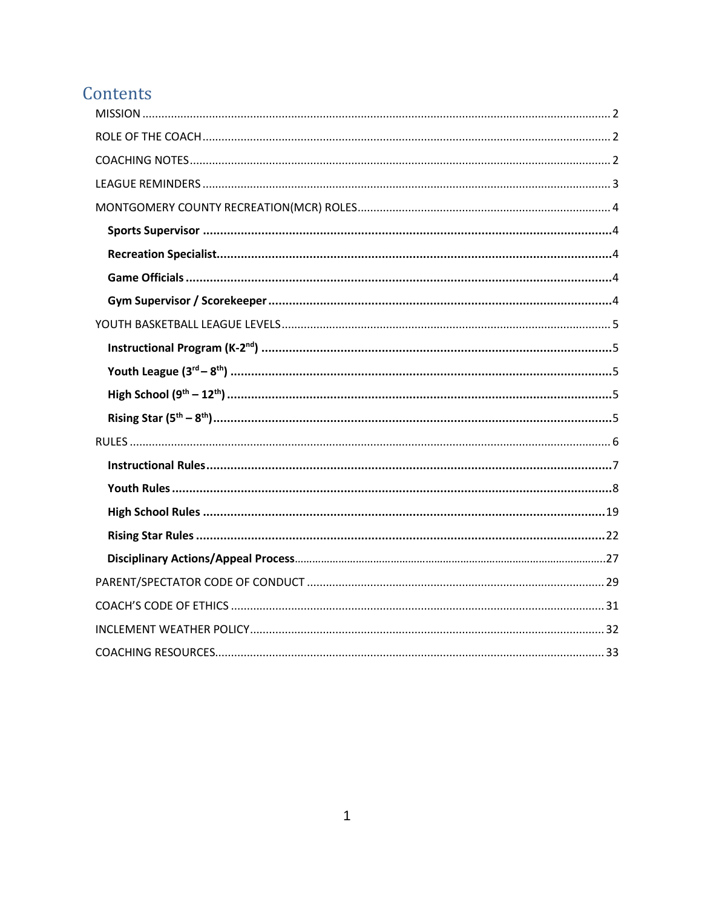## Contents

MISSION ..... 2

ROLE OF THE COACH ..... 2

COACHING NOTES ..... 2

LEAGUE REMINDERS ..... 3

MONTGOMERY COUNTY RECREATION(MCR) ROLES ..... 4

- **Sports Supervisor** ..... 4
- **Recreation Specialist** ..... 4
- **Game Officials** ..... 4
- **Gym Supervisor / Scorekeeper** ..... 4

YOUTH BASKETBALL LEAGUE LEVELS ..... 5

- **Instructional Program (K-2nd)** ..... 5
- **Youth League (3rd – 8th)** ..... 5
- **High School (9th – 12th)** ..... 5
- **Rising Star (5th – 8th)** ..... 5

RULES ..... 6

- **Instructional Rules** ..... 7
- **Youth Rules** ..... 8
- **High School Rules** ..... 19
- **Rising Star Rules** ..... 22
- **Disciplinary Actions/Appeal Process** ..... 27

PARENT/SPECTATOR CODE OF CONDUCT ..... 29

COACH'S CODE OF ETHICS ..... 31

INCLEMENT WEATHER POLICY ..... 32

COACHING RESOURCES ..... 33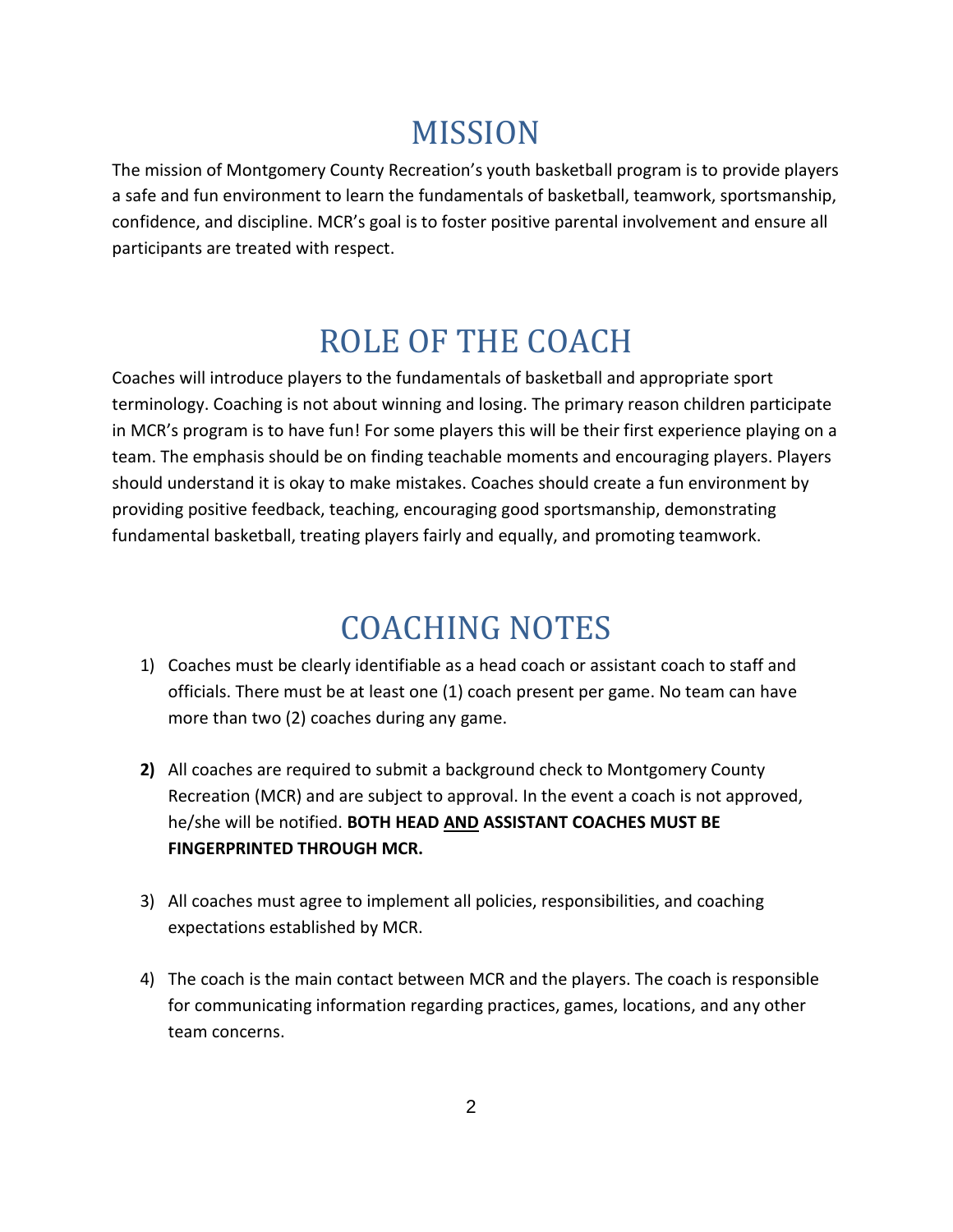# MISSION

The mission of Montgomery County Recreation's youth basketball program is to provide players a safe and fun environment to learn the fundamentals of basketball, teamwork, sportsmanship, confidence, and discipline. MCR's goal is to foster positive parental involvement and ensure all participants are treated with respect.

# ROLE OF THE COACH

Coaches will introduce players to the fundamentals of basketball and appropriate sport terminology. Coaching is not about winning and losing. The primary reason children participate in MCR's program is to have fun! For some players this will be their first experience playing on a team. The emphasis should be on finding teachable moments and encouraging players. Players should understand it is okay to make mistakes. Coaches should create a fun environment by providing positive feedback, teaching, encouraging good sportsmanship, demonstrating fundamental basketball, treating players fairly and equally, and promoting teamwork.

# COACHING NOTES

1) Coaches must be clearly identifiable as a head coach or assistant coach to staff and officials. There must be at least one (1) coach present per game. No team can have more than two (2) coaches during any game.

2) All coaches are required to submit a background check to Montgomery County Recreation (MCR) and are subject to approval. In the event a coach is not approved, he/she will be notified. **BOTH HEAD <u>AND</u> ASSISTANT COACHES MUST BE FINGERPRINTED THROUGH MCR.**

3) All coaches must agree to implement all policies, responsibilities, and coaching expectations established by MCR.

4) The coach is the main contact between MCR and the players. The coach is responsible for communicating information regarding practices, games, locations, and any other team concerns.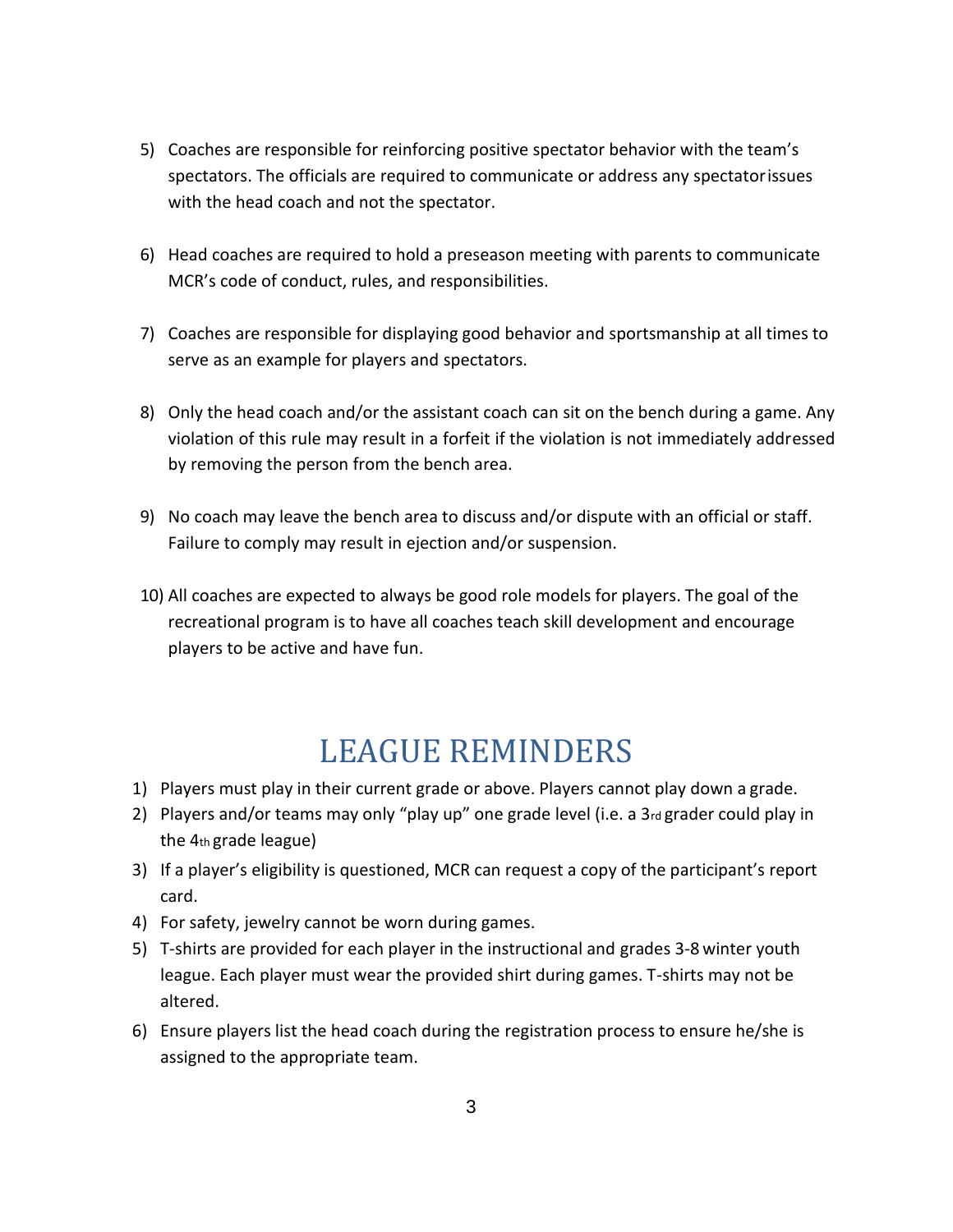5) Coaches are responsible for reinforcing positive spectator behavior with the team's spectators. The officials are required to communicate or address any spectator issues with the head coach and not the spectator.

6) Head coaches are required to hold a preseason meeting with parents to communicate MCR's code of conduct, rules, and responsibilities.

7) Coaches are responsible for displaying good behavior and sportsmanship at all times to serve as an example for players and spectators.

8) Only the head coach and/or the assistant coach can sit on the bench during a game. Any violation of this rule may result in a forfeit if the violation is not immediately addressed by removing the person from the bench area.

9) No coach may leave the bench area to discuss and/or dispute with an official or staff. Failure to comply may result in ejection and/or suspension.

10) All coaches are expected to always be good role models for players. The goal of the recreational program is to have all coaches teach skill development and encourage players to be active and have fun.

# LEAGUE REMINDERS

1) Players must play in their current grade or above. Players cannot play down a grade.
2) Players and/or teams may only "play up" one grade level (i.e. a 3rd grader could play in the 4th grade league)
3) If a player's eligibility is questioned, MCR can request a copy of the participant's report card.
4) For safety, jewelry cannot be worn during games.
5) T-shirts are provided for each player in the instructional and grades 3-8 winter youth league. Each player must wear the provided shirt during games. T-shirts may not be altered.
6) Ensure players list the head coach during the registration process to ensure he/she is assigned to the appropriate team.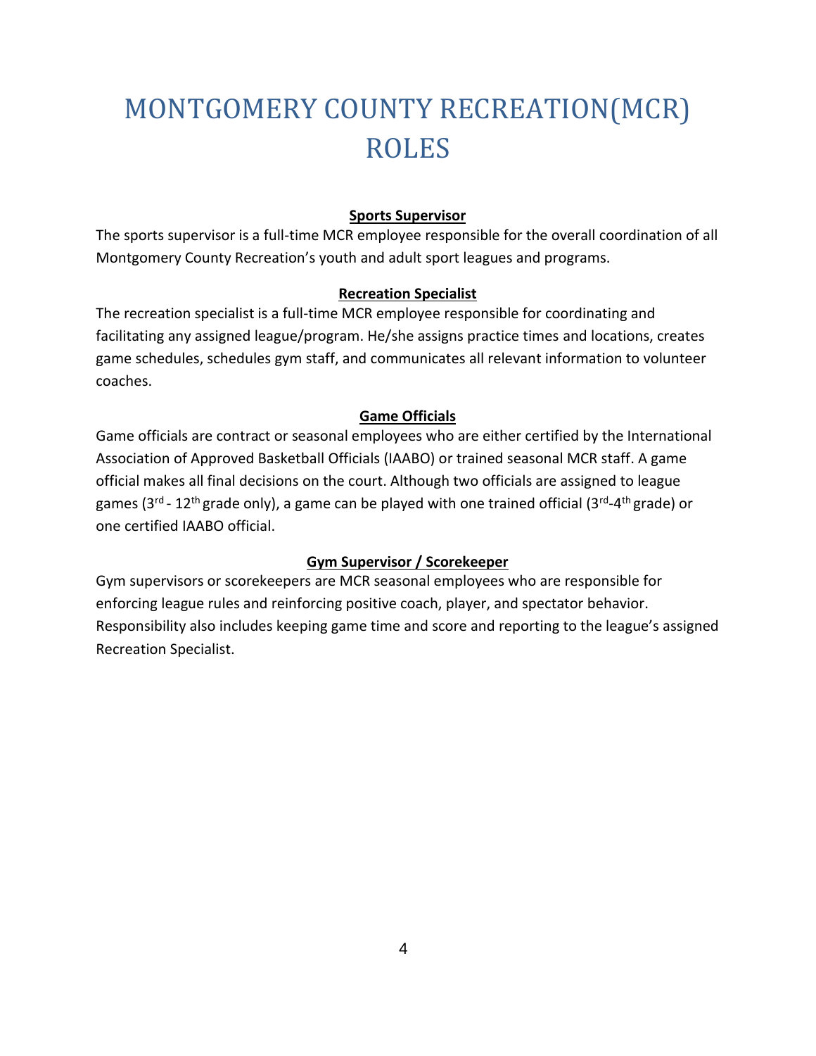# MONTGOMERY COUNTY RECREATION(MCR) ROLES

**Sports Supervisor**

The sports supervisor is a full-time MCR employee responsible for the overall coordination of all Montgomery County Recreation's youth and adult sport leagues and programs.

**Recreation Specialist**

The recreation specialist is a full-time MCR employee responsible for coordinating and facilitating any assigned league/program. He/she assigns practice times and locations, creates game schedules, schedules gym staff, and communicates all relevant information to volunteer coaches.

**Game Officials**

Game officials are contract or seasonal employees who are either certified by the International Association of Approved Basketball Officials (IAABO) or trained seasonal MCR staff. A game official makes all final decisions on the court. Although two officials are assigned to league games (3rd - 12th grade only), a game can be played with one trained official (3rd-4th grade) or one certified IAABO official.

**Gym Supervisor / Scorekeeper**

Gym supervisors or scorekeepers are MCR seasonal employees who are responsible for enforcing league rules and reinforcing positive coach, player, and spectator behavior. Responsibility also includes keeping game time and score and reporting to the league's assigned Recreation Specialist.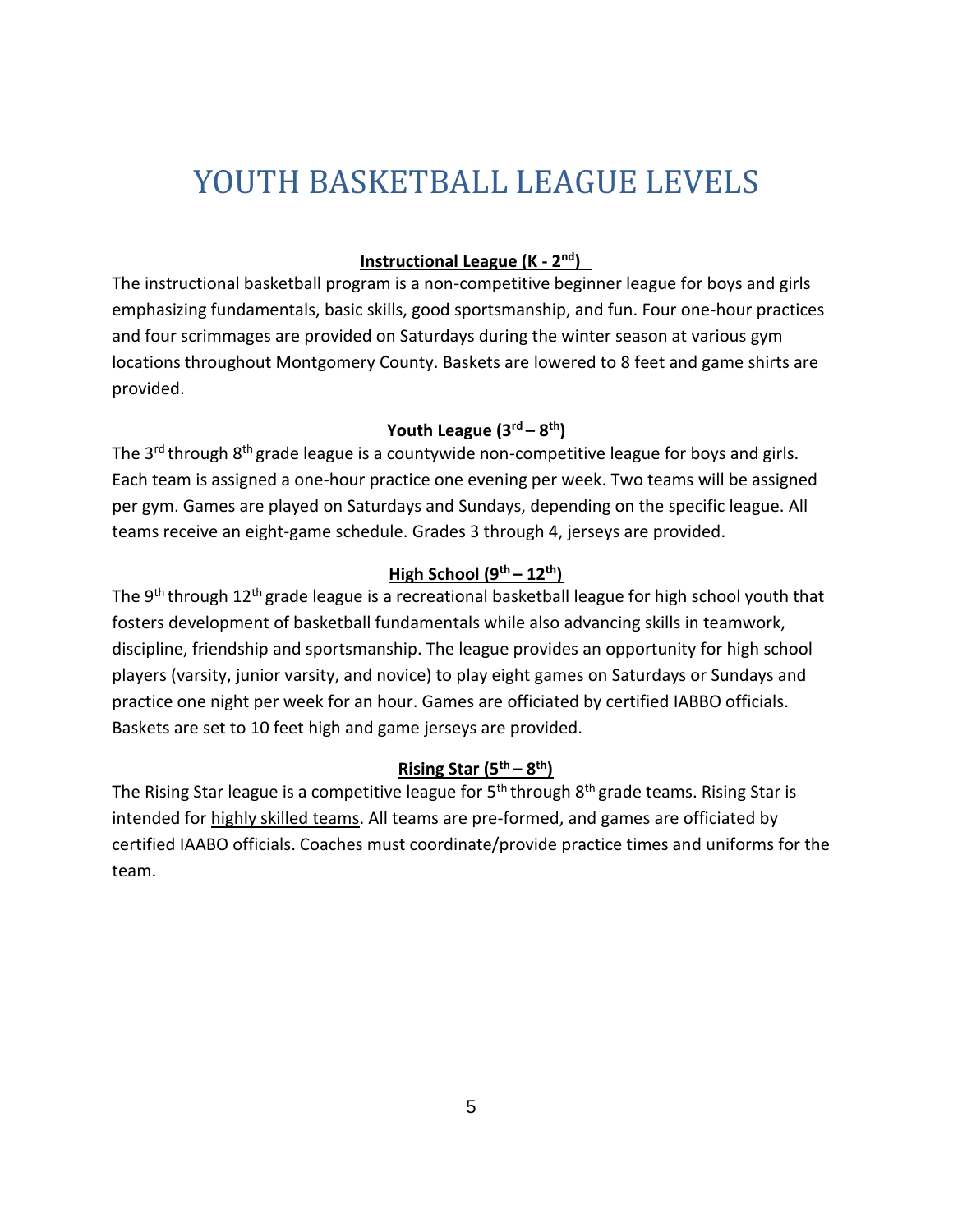# YOUTH BASKETBALL LEAGUE LEVELS

**Instructional League (K - 2nd)**

The instructional basketball program is a non-competitive beginner league for boys and girls emphasizing fundamentals, basic skills, good sportsmanship, and fun. Four one-hour practices and four scrimmages are provided on Saturdays during the winter season at various gym locations throughout Montgomery County. Baskets are lowered to 8 feet and game shirts are provided.

**Youth League (3rd – 8th)**

The 3rd through 8th grade league is a countywide non-competitive league for boys and girls. Each team is assigned a one-hour practice one evening per week. Two teams will be assigned per gym. Games are played on Saturdays and Sundays, depending on the specific league. All teams receive an eight-game schedule. Grades 3 through 4, jerseys are provided.

**High School (9th – 12th)**

The 9th through 12th grade league is a recreational basketball league for high school youth that fosters development of basketball fundamentals while also advancing skills in teamwork, discipline, friendship and sportsmanship. The league provides an opportunity for high school players (varsity, junior varsity, and novice) to play eight games on Saturdays or Sundays and practice one night per week for an hour. Games are officiated by certified IABBO officials. Baskets are set to 10 feet high and game jerseys are provided.

**Rising Star (5th – 8th)**

The Rising Star league is a competitive league for 5th through 8th grade teams. Rising Star is intended for highly skilled teams. All teams are pre-formed, and games are officiated by certified IAABO officials. Coaches must coordinate/provide practice times and uniforms for the team.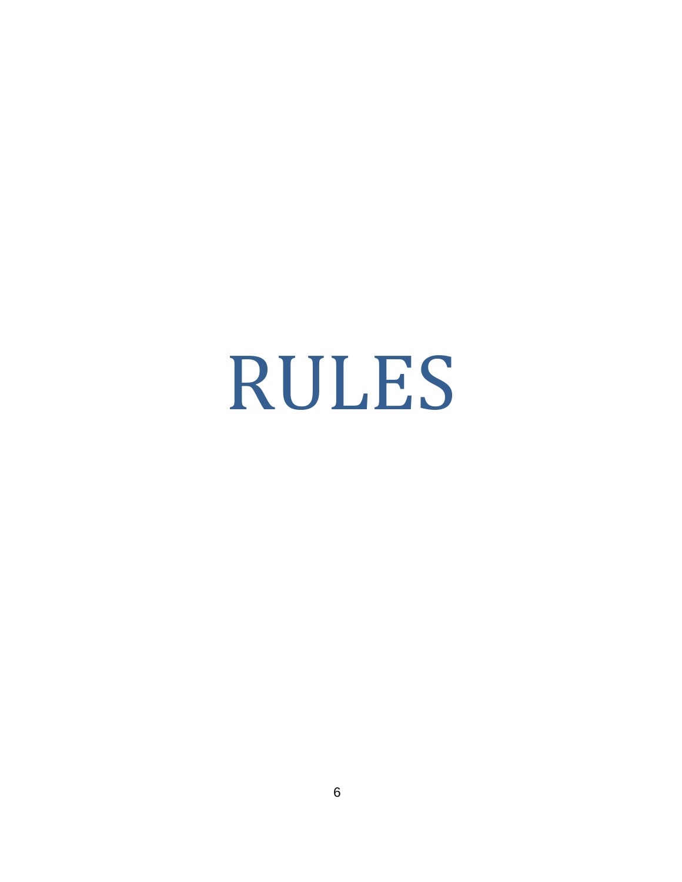# RULES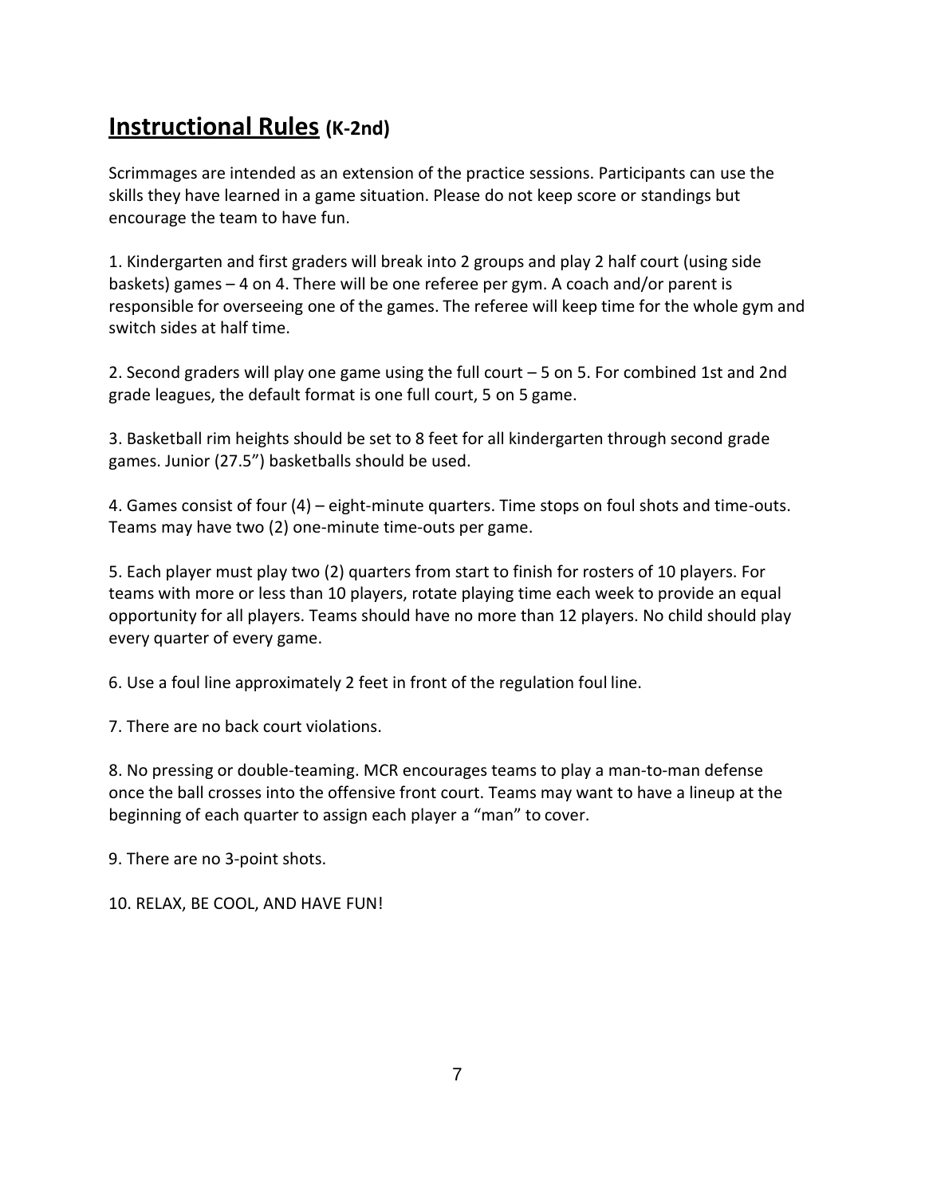## **Instructional Rules (K-2nd)**

Scrimmages are intended as an extension of the practice sessions. Participants can use the skills they have learned in a game situation. Please do not keep score or standings but encourage the team to have fun.

1. Kindergarten and first graders will break into 2 groups and play 2 half court (using side baskets) games – 4 on 4. There will be one referee per gym. A coach and/or parent is responsible for overseeing one of the games. The referee will keep time for the whole gym and switch sides at half time.

2. Second graders will play one game using the full court – 5 on 5. For combined 1st and 2nd grade leagues, the default format is one full court, 5 on 5 game.

3. Basketball rim heights should be set to 8 feet for all kindergarten through second grade games. Junior (27.5”) basketballs should be used.

4. Games consist of four (4) – eight-minute quarters. Time stops on foul shots and time-outs. Teams may have two (2) one-minute time-outs per game.

5. Each player must play two (2) quarters from start to finish for rosters of 10 players. For teams with more or less than 10 players, rotate playing time each week to provide an equal opportunity for all players. Teams should have no more than 12 players. No child should play every quarter of every game.

6. Use a foul line approximately 2 feet in front of the regulation foul line.

7. There are no back court violations.

8. No pressing or double-teaming. MCR encourages teams to play a man-to-man defense once the ball crosses into the offensive front court. Teams may want to have a lineup at the beginning of each quarter to assign each player a “man” to cover.

9. There are no 3-point shots.

10. RELAX, BE COOL, AND HAVE FUN!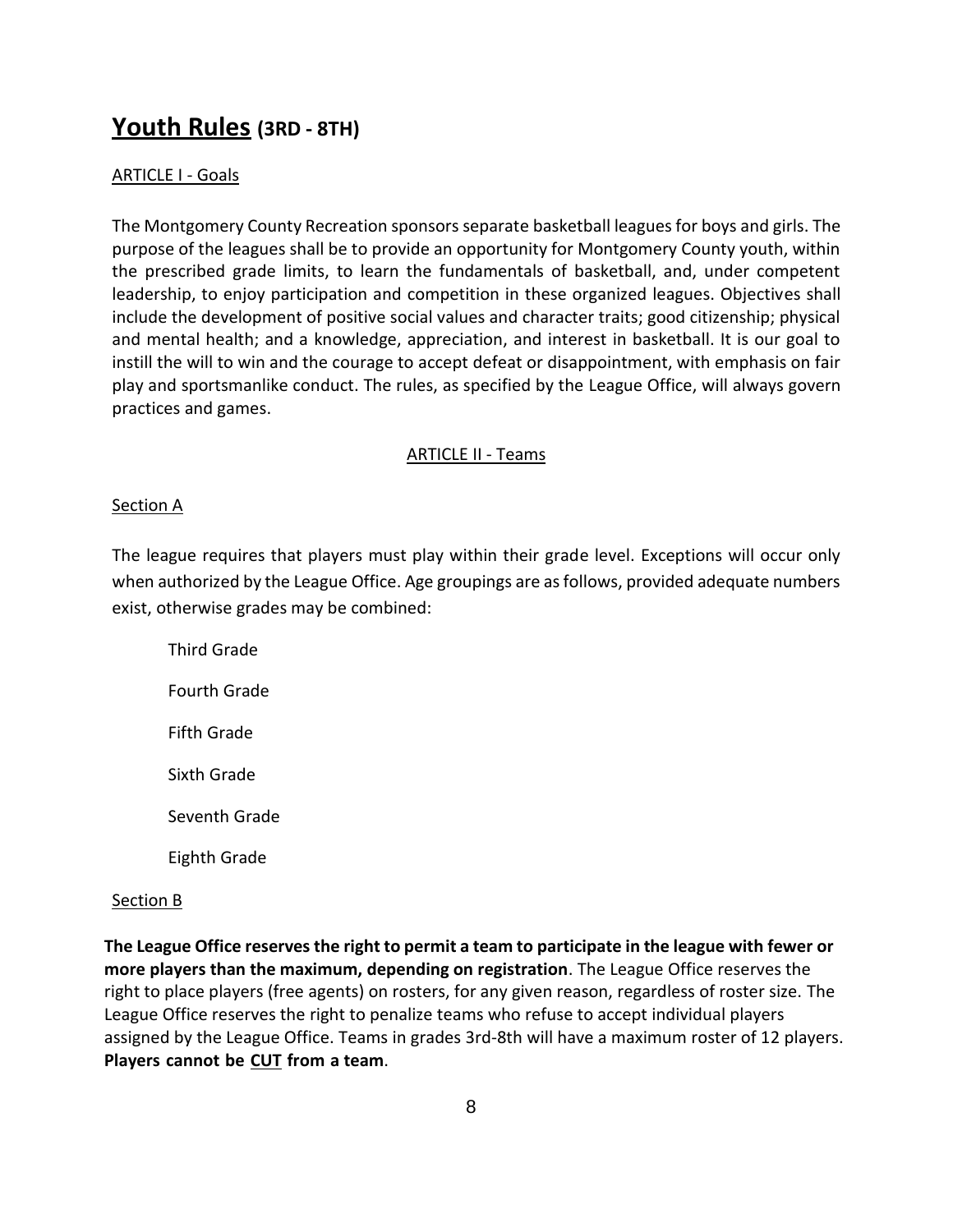# <u>Youth Rules</u> (3RD - 8TH)

<u>ARTICLE I - Goals</u>

The Montgomery County Recreation sponsors separate basketball leagues for boys and girls. The purpose of the leagues shall be to provide an opportunity for Montgomery County youth, within the prescribed grade limits, to learn the fundamentals of basketball, and, under competent leadership, to enjoy participation and competition in these organized leagues. Objectives shall include the development of positive social values and character traits; good citizenship; physical and mental health; and a knowledge, appreciation, and interest in basketball. It is our goal to instill the will to win and the courage to accept defeat or disappointment, with emphasis on fair play and sportsmanlike conduct. The rules, as specified by the League Office, will always govern practices and games.

## <u>ARTICLE II - Teams</u>

<u>Section A</u>

The league requires that players must play within their grade level. Exceptions will occur only when authorized by the League Office. Age groupings are as follows, provided adequate numbers exist, otherwise grades may be combined:

- Third Grade
- Fourth Grade
- Fifth Grade
- Sixth Grade
- Seventh Grade
- Eighth Grade

<u>Section B</u>

**The League Office reserves the right to permit a team to participate in the league with fewer or more players than the maximum, depending on registration**. The League Office reserves the right to place players (free agents) on rosters, for any given reason, regardless of roster size. The League Office reserves the right to penalize teams who refuse to accept individual players assigned by the League Office. Teams in grades 3rd-8th will have a maximum roster of 12 players. **Players cannot be <u>CUT</u> from a team**.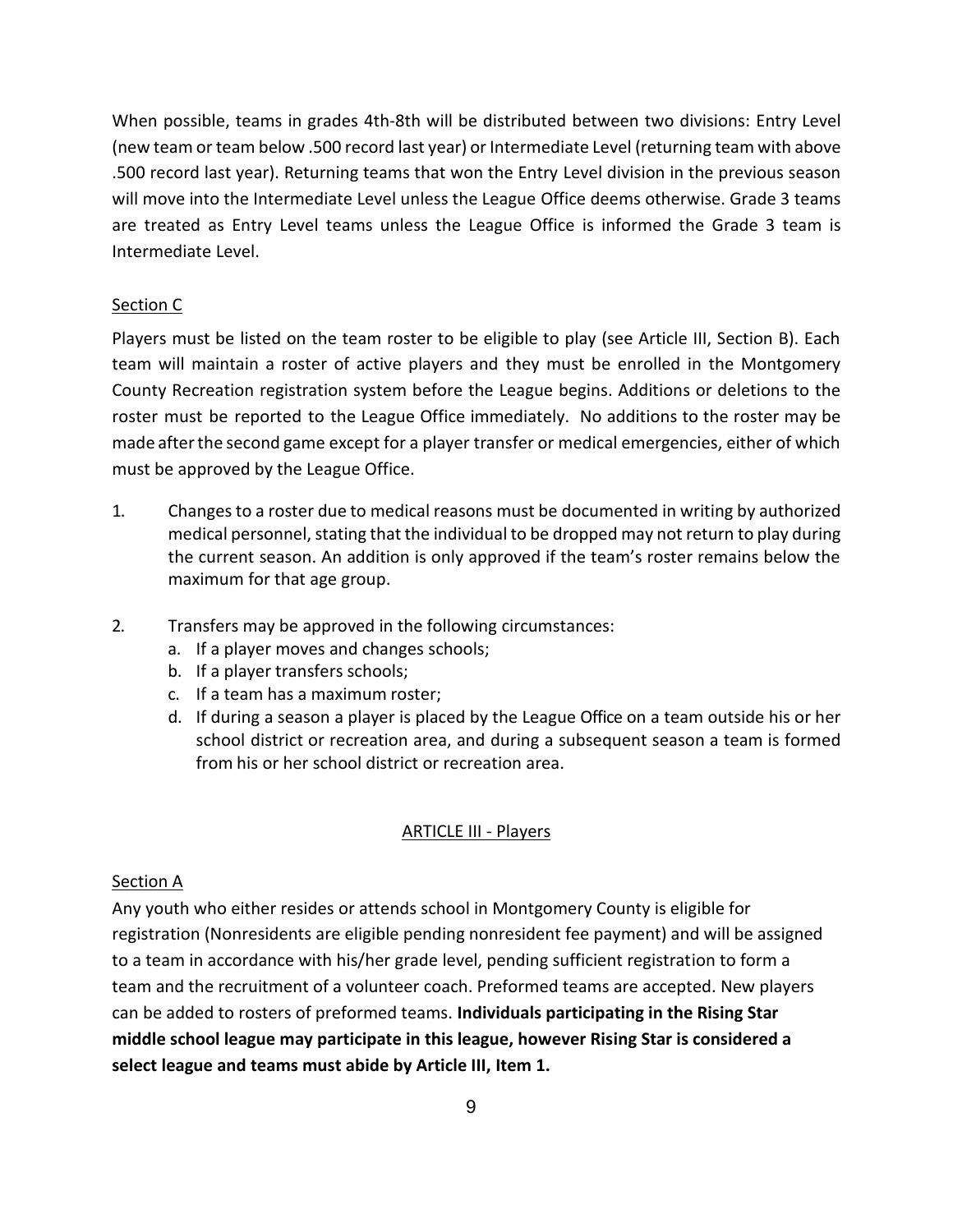When possible, teams in grades 4th-8th will be distributed between two divisions: Entry Level (new team or team below .500 record last year) or Intermediate Level (returning team with above .500 record last year). Returning teams that won the Entry Level division in the previous season will move into the Intermediate Level unless the League Office deems otherwise. Grade 3 teams are treated as Entry Level teams unless the League Office is informed the Grade 3 team is Intermediate Level.

### Section C

Players must be listed on the team roster to be eligible to play (see Article III, Section B). Each team will maintain a roster of active players and they must be enrolled in the Montgomery County Recreation registration system before the League begins. Additions or deletions to the roster must be reported to the League Office immediately. No additions to the roster may be made after the second game except for a player transfer or medical emergencies, either of which must be approved by the League Office.

1. Changes to a roster due to medical reasons must be documented in writing by authorized medical personnel, stating that the individual to be dropped may not return to play during the current season. An addition is only approved if the team's roster remains below the maximum for that age group.
2. Transfers may be approved in the following circumstances:
   a. If a player moves and changes schools;
   b. If a player transfers schools;
   c. If a team has a maximum roster;
   d. If during a season a player is placed by the League Office on a team outside his or her school district or recreation area, and during a subsequent season a team is formed from his or her school district or recreation area.

## ARTICLE III - Players

### Section A

Any youth who either resides or attends school in Montgomery County is eligible for registration (Nonresidents are eligible pending nonresident fee payment) and will be assigned to a team in accordance with his/her grade level, pending sufficient registration to form a team and the recruitment of a volunteer coach. Preformed teams are accepted. New players can be added to rosters of preformed teams. **Individuals participating in the Rising Star middle school league may participate in this league, however Rising Star is considered a select league and teams must abide by Article III, Item 1.**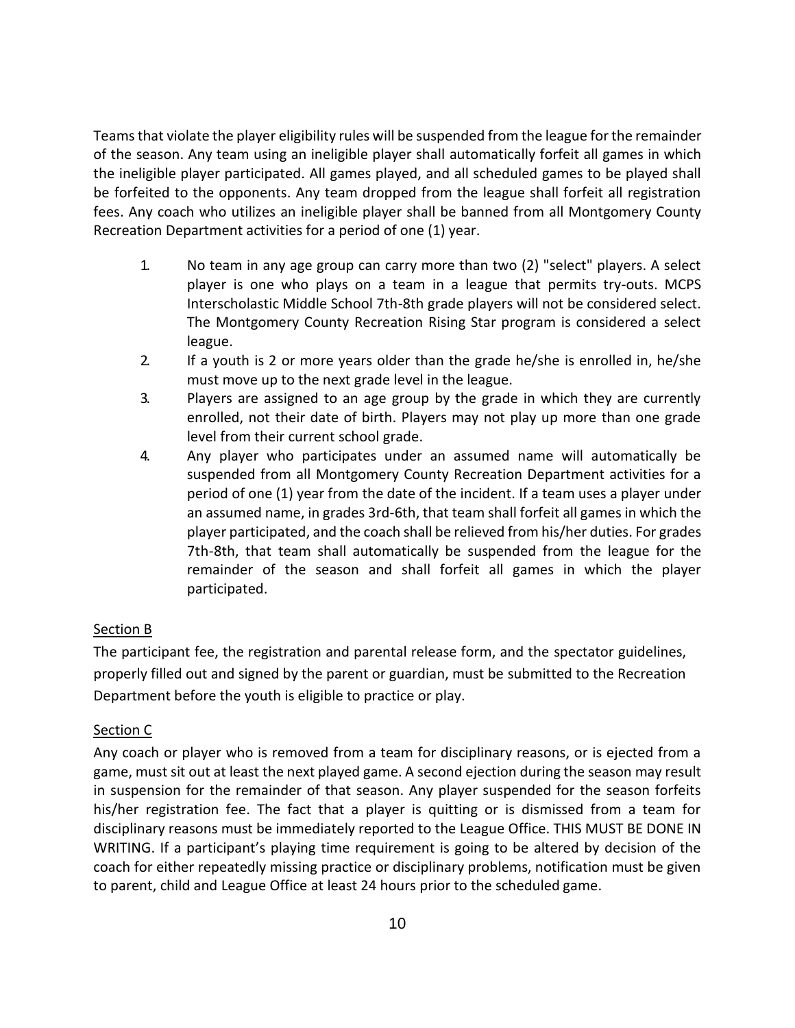Teams that violate the player eligibility rules will be suspended from the league for the remainder of the season. Any team using an ineligible player shall automatically forfeit all games in which the ineligible player participated. All games played, and all scheduled games to be played shall be forfeited to the opponents. Any team dropped from the league shall forfeit all registration fees. Any coach who utilizes an ineligible player shall be banned from all Montgomery County Recreation Department activities for a period of one (1) year.

1. No team in any age group can carry more than two (2) "select" players. A select player is one who plays on a team in a league that permits try-outs. MCPS Interscholastic Middle School 7th-8th grade players will not be considered select. The Montgomery County Recreation Rising Star program is considered a select league.
2. If a youth is 2 or more years older than the grade he/she is enrolled in, he/she must move up to the next grade level in the league.
3. Players are assigned to an age group by the grade in which they are currently enrolled, not their date of birth. Players may not play up more than one grade level from their current school grade.
4. Any player who participates under an assumed name will automatically be suspended from all Montgomery County Recreation Department activities for a period of one (1) year from the date of the incident. If a team uses a player under an assumed name, in grades 3rd-6th, that team shall forfeit all games in which the player participated, and the coach shall be relieved from his/her duties. For grades 7th-8th, that team shall automatically be suspended from the league for the remainder of the season and shall forfeit all games in which the player participated.

Section B

The participant fee, the registration and parental release form, and the spectator guidelines, properly filled out and signed by the parent or guardian, must be submitted to the Recreation Department before the youth is eligible to practice or play.

Section C

Any coach or player who is removed from a team for disciplinary reasons, or is ejected from a game, must sit out at least the next played game. A second ejection during the season may result in suspension for the remainder of that season. Any player suspended for the season forfeits his/her registration fee. The fact that a player is quitting or is dismissed from a team for disciplinary reasons must be immediately reported to the League Office. THIS MUST BE DONE IN WRITING. If a participant's playing time requirement is going to be altered by decision of the coach for either repeatedly missing practice or disciplinary problems, notification must be given to parent, child and League Office at least 24 hours prior to the scheduled game.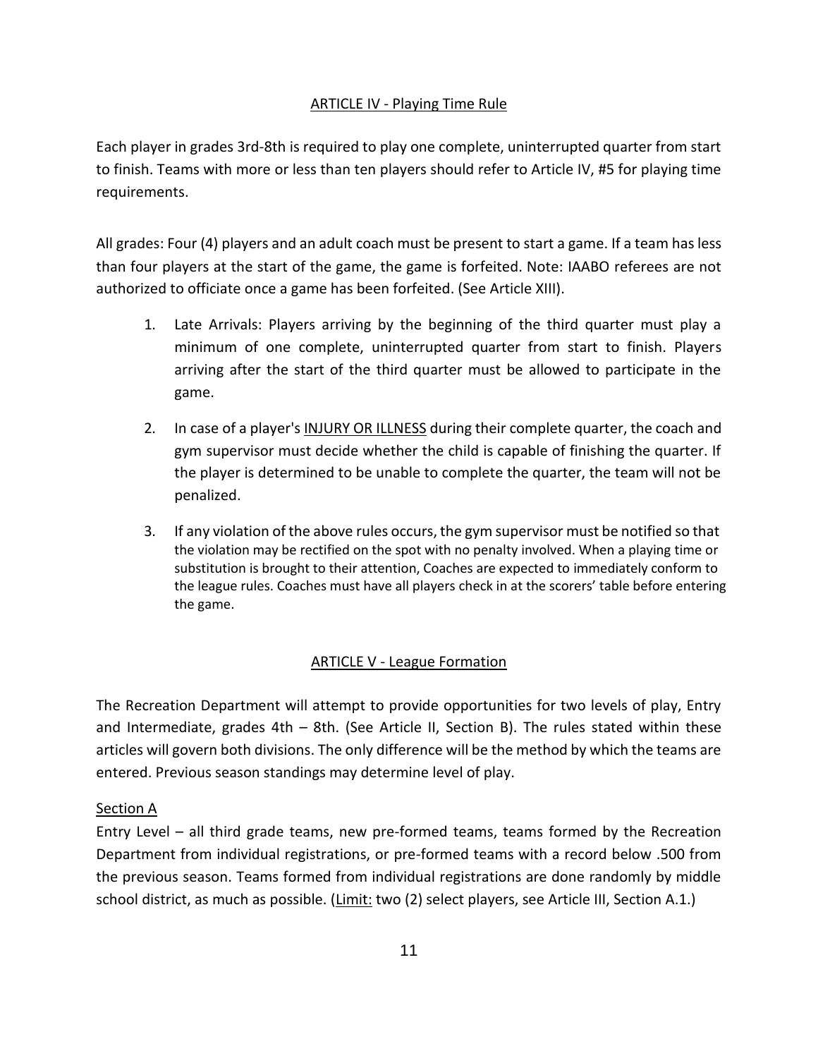## ARTICLE IV - Playing Time Rule

Each player in grades 3rd-8th is required to play one complete, uninterrupted quarter from start to finish. Teams with more or less than ten players should refer to Article IV, #5 for playing time requirements.

All grades: Four (4) players and an adult coach must be present to start a game. If a team has less than four players at the start of the game, the game is forfeited. Note: IAABO referees are not authorized to officiate once a game has been forfeited. (See Article XIII).

1. Late Arrivals: Players arriving by the beginning of the third quarter must play a minimum of one complete, uninterrupted quarter from start to finish. Players arriving after the start of the third quarter must be allowed to participate in the game.

2. In case of a player's <u>INJURY OR ILLNESS</u> during their complete quarter, the coach and gym supervisor must decide whether the child is capable of finishing the quarter. If the player is determined to be unable to complete the quarter, the team will not be penalized.

3. If any violation of the above rules occurs, the gym supervisor must be notified so that the violation may be rectified on the spot with no penalty involved. When a playing time or substitution is brought to their attention, Coaches are expected to immediately conform to the league rules. Coaches must have all players check in at the scorers' table before entering the game.

## ARTICLE V - League Formation

The Recreation Department will attempt to provide opportunities for two levels of play, Entry and Intermediate, grades 4th – 8th. (See Article II, Section B). The rules stated within these articles will govern both divisions. The only difference will be the method by which the teams are entered. Previous season standings may determine level of play.

### Section A

Entry Level – all third grade teams, new pre-formed teams, teams formed by the Recreation Department from individual registrations, or pre-formed teams with a record below .500 from the previous season. Teams formed from individual registrations are done randomly by middle school district, as much as possible. (<u>Limit:</u> two (2) select players, see Article III, Section A.1.)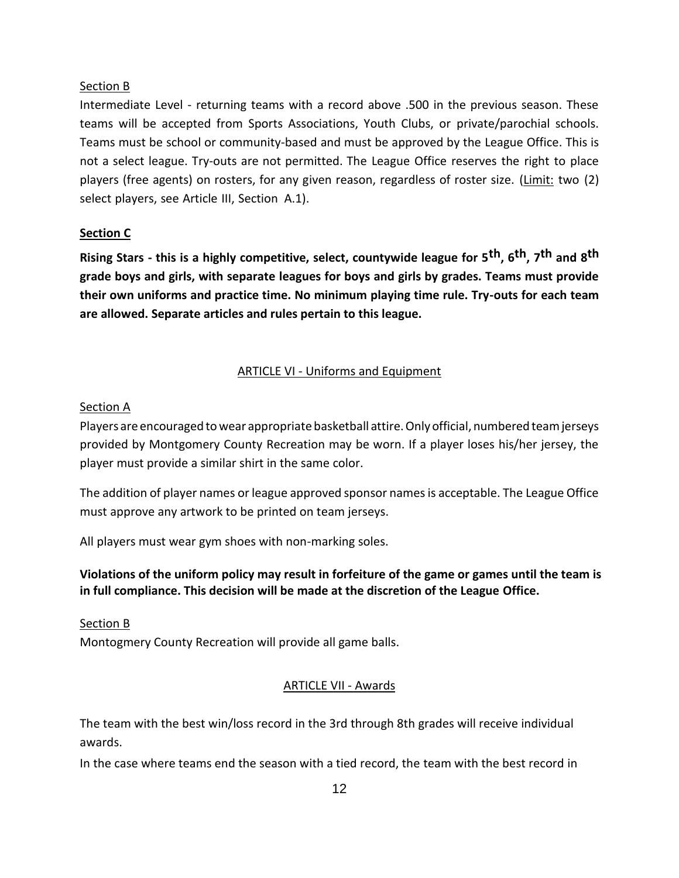Section B

Intermediate Level - returning teams with a record above .500 in the previous season. These teams will be accepted from Sports Associations, Youth Clubs, or private/parochial schools. Teams must be school or community-based and must be approved by the League Office. This is not a select league. Try-outs are not permitted. The League Office reserves the right to place players (free agents) on rosters, for any given reason, regardless of roster size. (Limit: two (2) select players, see Article III, Section A.1).

**Section C**

**Rising Stars - this is a highly competitive, select, countywide league for 5th, 6th, 7th and 8th grade boys and girls, with separate leagues for boys and girls by grades. Teams must provide their own uniforms and practice time. No minimum playing time rule. Try-outs for each team are allowed. Separate articles and rules pertain to this league.**

## ARTICLE VI - Uniforms and Equipment

Section A

Players are encouraged to wear appropriate basketball attire. Only official, numbered team jerseys provided by Montgomery County Recreation may be worn. If a player loses his/her jersey, the player must provide a similar shirt in the same color.

The addition of player names or league approved sponsor names is acceptable. The League Office must approve any artwork to be printed on team jerseys.

All players must wear gym shoes with non-marking soles.

**Violations of the uniform policy may result in forfeiture of the game or games until the team is in full compliance. This decision will be made at the discretion of the League Office.**

Section B

Montogmery County Recreation will provide all game balls.

## ARTICLE VII - Awards

The team with the best win/loss record in the 3rd through 8th grades will receive individual awards.

In the case where teams end the season with a tied record, the team with the best record in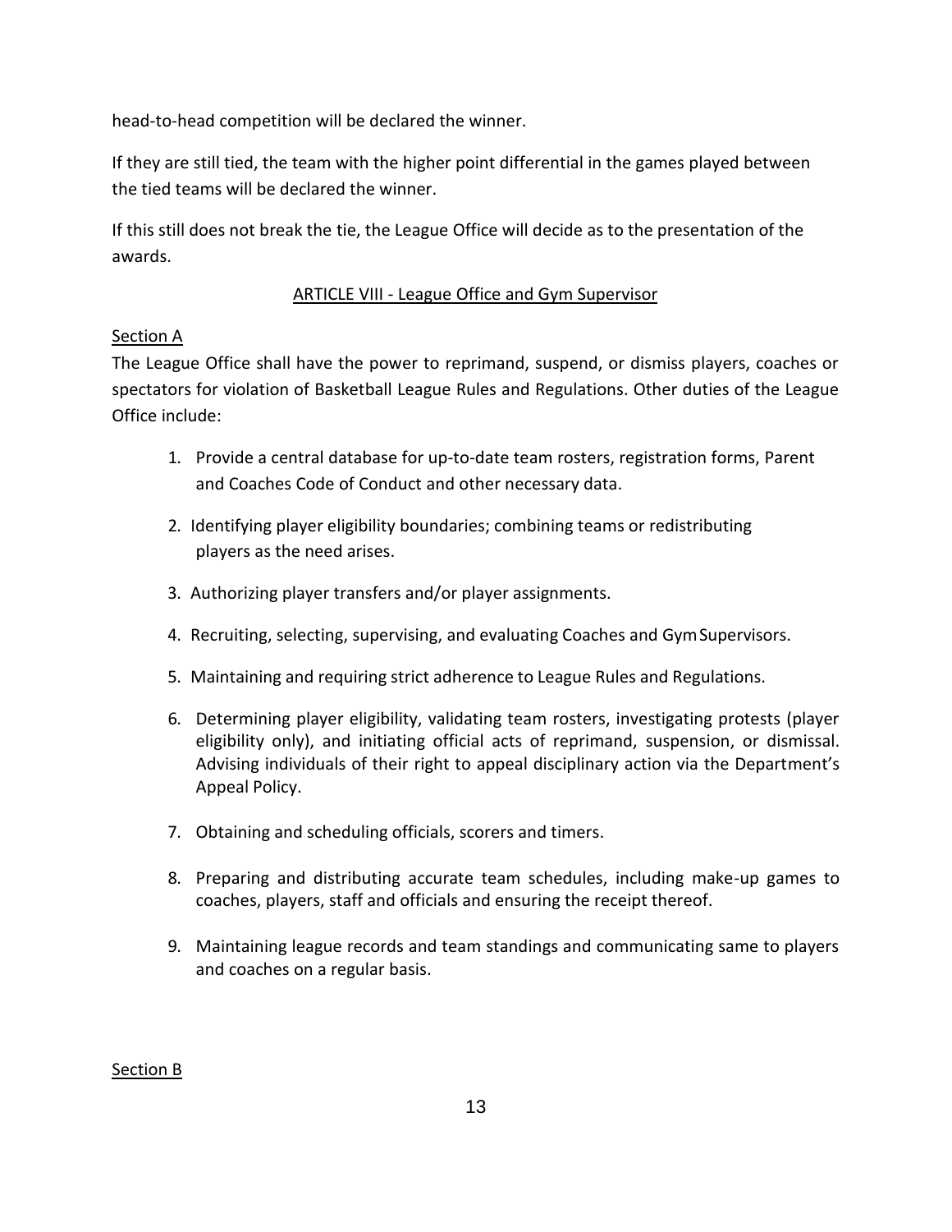head-to-head competition will be declared the winner.

If they are still tied, the team with the higher point differential in the games played between the tied teams will be declared the winner.

If this still does not break the tie, the League Office will decide as to the presentation of the awards.

## ARTICLE VIII - League Office and Gym Supervisor

### Section A

The League Office shall have the power to reprimand, suspend, or dismiss players, coaches or spectators for violation of Basketball League Rules and Regulations. Other duties of the League Office include:

1. Provide a central database for up-to-date team rosters, registration forms, Parent and Coaches Code of Conduct and other necessary data.
2. Identifying player eligibility boundaries; combining teams or redistributing players as the need arises.
3. Authorizing player transfers and/or player assignments.
4. Recruiting, selecting, supervising, and evaluating Coaches and Gym Supervisors.
5. Maintaining and requiring strict adherence to League Rules and Regulations.
6. Determining player eligibility, validating team rosters, investigating protests (player eligibility only), and initiating official acts of reprimand, suspension, or dismissal. Advising individuals of their right to appeal disciplinary action via the Department's Appeal Policy.
7. Obtaining and scheduling officials, scorers and timers.
8. Preparing and distributing accurate team schedules, including make-up games to coaches, players, staff and officials and ensuring the receipt thereof.
9. Maintaining league records and team standings and communicating same to players and coaches on a regular basis.

### Section B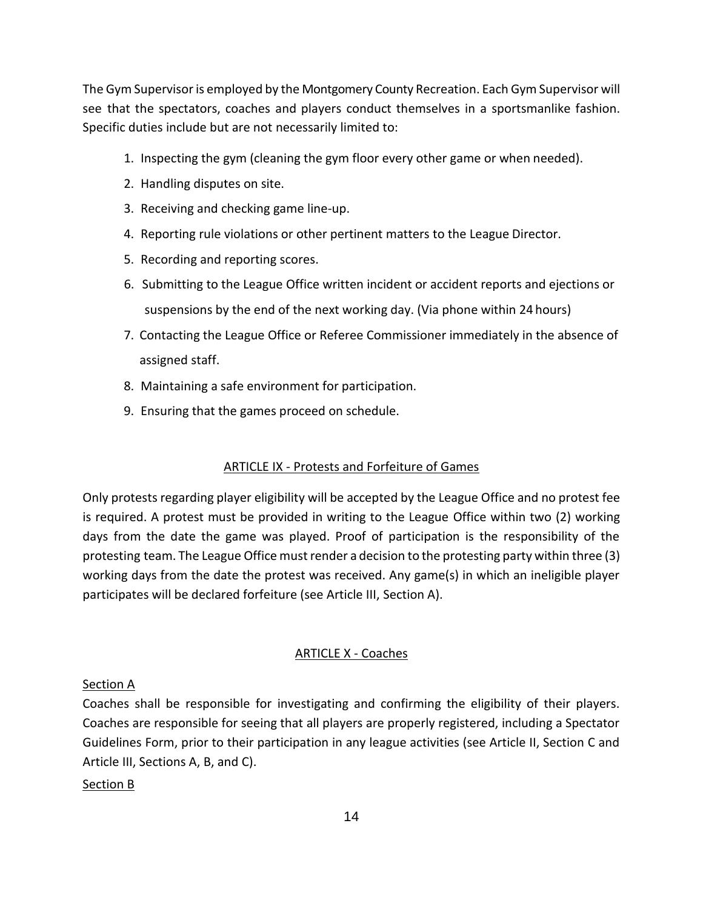The Gym Supervisor is employed by the Montgomery County Recreation. Each Gym Supervisor will see that the spectators, coaches and players conduct themselves in a sportsmanlike fashion. Specific duties include but are not necessarily limited to:

1. Inspecting the gym (cleaning the gym floor every other game or when needed).
2. Handling disputes on site.
3. Receiving and checking game line-up.
4. Reporting rule violations or other pertinent matters to the League Director.
5. Recording and reporting scores.
6. Submitting to the League Office written incident or accident reports and ejections or suspensions by the end of the next working day. (Via phone within 24 hours)
7. Contacting the League Office or Referee Commissioner immediately in the absence of assigned staff.
8. Maintaining a safe environment for participation.
9. Ensuring that the games proceed on schedule.

## ARTICLE IX - Protests and Forfeiture of Games

Only protests regarding player eligibility will be accepted by the League Office and no protest fee is required. A protest must be provided in writing to the League Office within two (2) working days from the date the game was played. Proof of participation is the responsibility of the protesting team. The League Office must render a decision to the protesting party within three (3) working days from the date the protest was received. Any game(s) in which an ineligible player participates will be declared forfeiture (see Article III, Section A).

## ARTICLE X - Coaches

### Section A

Coaches shall be responsible for investigating and confirming the eligibility of their players. Coaches are responsible for seeing that all players are properly registered, including a Spectator Guidelines Form, prior to their participation in any league activities (see Article II, Section C and Article III, Sections A, B, and C).

### Section B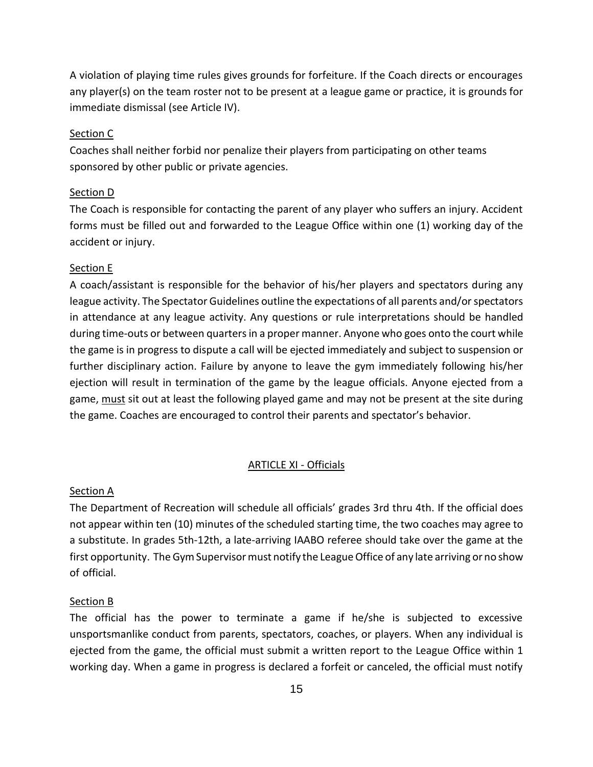A violation of playing time rules gives grounds for forfeiture. If the Coach directs or encourages any player(s) on the team roster not to be present at a league game or practice, it is grounds for immediate dismissal (see Article IV).

Section C

Coaches shall neither forbid nor penalize their players from participating on other teams sponsored by other public or private agencies.

Section D

The Coach is responsible for contacting the parent of any player who suffers an injury. Accident forms must be filled out and forwarded to the League Office within one (1) working day of the accident or injury.

Section E

A coach/assistant is responsible for the behavior of his/her players and spectators during any league activity. The Spectator Guidelines outline the expectations of all parents and/or spectators in attendance at any league activity. Any questions or rule interpretations should be handled during time-outs or between quarters in a proper manner. Anyone who goes onto the court while the game is in progress to dispute a call will be ejected immediately and subject to suspension or further disciplinary action. Failure by anyone to leave the gym immediately following his/her ejection will result in termination of the game by the league officials. Anyone ejected from a game, must sit out at least the following played game and may not be present at the site during the game. Coaches are encouraged to control their parents and spectator's behavior.

## ARTICLE XI - Officials

Section A

The Department of Recreation will schedule all officials' grades 3rd thru 4th. If the official does not appear within ten (10) minutes of the scheduled starting time, the two coaches may agree to a substitute. In grades 5th-12th, a late-arriving IAABO referee should take over the game at the first opportunity. The Gym Supervisor must notify the League Office of any late arriving or no show of official.

Section B

The official has the power to terminate a game if he/she is subjected to excessive unsportsmanlike conduct from parents, spectators, coaches, or players. When any individual is ejected from the game, the official must submit a written report to the League Office within 1 working day. When a game in progress is declared a forfeit or canceled, the official must notify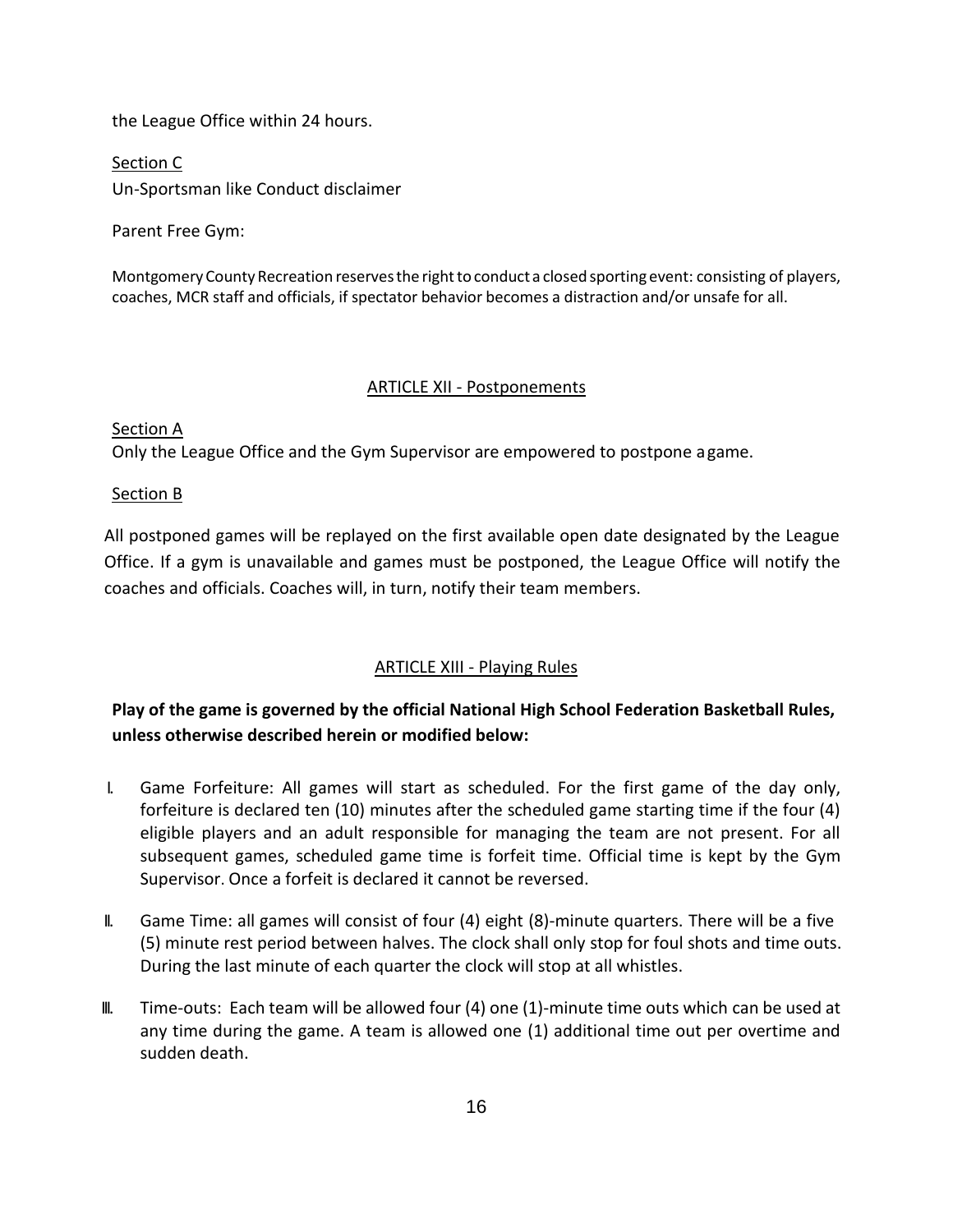the League Office within 24 hours.

Section C

Un-Sportsman like Conduct disclaimer

Parent Free Gym:

Montgomery County Recreation reserves the right to conduct a closed sporting event: consisting of players, coaches, MCR staff and officials, if spectator behavior becomes a distraction and/or unsafe for all.

## ARTICLE XII - Postponements

Section A

Only the League Office and the Gym Supervisor are empowered to postpone a game.

Section B

All postponed games will be replayed on the first available open date designated by the League Office. If a gym is unavailable and games must be postponed, the League Office will notify the coaches and officials. Coaches will, in turn, notify their team members.

## ARTICLE XIII - Playing Rules

**Play of the game is governed by the official National High School Federation Basketball Rules, unless otherwise described herein or modified below:**

I. Game Forfeiture: All games will start as scheduled. For the first game of the day only, forfeiture is declared ten (10) minutes after the scheduled game starting time if the four (4) eligible players and an adult responsible for managing the team are not present. For all subsequent games, scheduled game time is forfeit time. Official time is kept by the Gym Supervisor. Once a forfeit is declared it cannot be reversed.

II. Game Time: all games will consist of four (4) eight (8)-minute quarters. There will be a five (5) minute rest period between halves. The clock shall only stop for foul shots and time outs. During the last minute of each quarter the clock will stop at all whistles.

III. Time-outs: Each team will be allowed four (4) one (1)-minute time outs which can be used at any time during the game. A team is allowed one (1) additional time out per overtime and sudden death.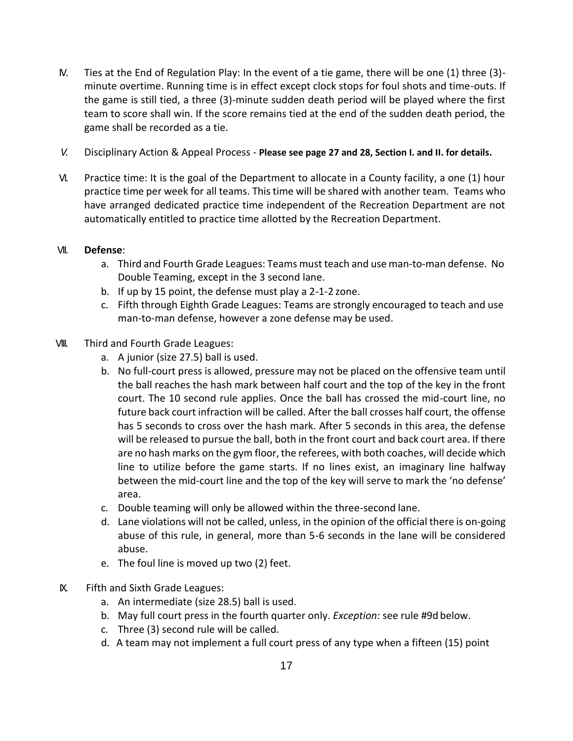IV. Ties at the End of Regulation Play: In the event of a tie game, there will be one (1) three (3)-minute overtime. Running time is in effect except clock stops for foul shots and time-outs. If the game is still tied, a three (3)-minute sudden death period will be played where the first team to score shall win. If the score remains tied at the end of the sudden death period, the game shall be recorded as a tie.

*V.* Disciplinary Action & Appeal Process - **Please see page 27 and 28, Section I. and II. for details.**

VI. Practice time: It is the goal of the Department to allocate in a County facility, a one (1) hour practice time per week for all teams. This time will be shared with another team. Teams who have arranged dedicated practice time independent of the Recreation Department are not automatically entitled to practice time allotted by the Recreation Department.

VII. **Defense**:

a. Third and Fourth Grade Leagues: Teams must teach and use man-to-man defense. No Double Teaming, except in the 3 second lane.
b. If up by 15 point, the defense must play a 2-1-2 zone.
c. Fifth through Eighth Grade Leagues: Teams are strongly encouraged to teach and use man-to-man defense, however a zone defense may be used.

VIII. Third and Fourth Grade Leagues:

a. A junior (size 27.5) ball is used.
b. No full-court press is allowed, pressure may not be placed on the offensive team until the ball reaches the hash mark between half court and the top of the key in the front court. The 10 second rule applies. Once the ball has crossed the mid-court line, no future back court infraction will be called. After the ball crosses half court, the offense has 5 seconds to cross over the hash mark. After 5 seconds in this area, the defense will be released to pursue the ball, both in the front court and back court area. If there are no hash marks on the gym floor, the referees, with both coaches, will decide which line to utilize before the game starts. If no lines exist, an imaginary line halfway between the mid-court line and the top of the key will serve to mark the 'no defense' area.
c. Double teaming will only be allowed within the three-second lane.
d. Lane violations will not be called, unless, in the opinion of the official there is on-going abuse of this rule, in general, more than 5-6 seconds in the lane will be considered abuse.
e. The foul line is moved up two (2) feet.

IX. Fifth and Sixth Grade Leagues:

a. An intermediate (size 28.5) ball is used.
b. May full court press in the fourth quarter only. *Exception:* see rule #9d below.
c. Three (3) second rule will be called.
d. A team may not implement a full court press of any type when a fifteen (15) point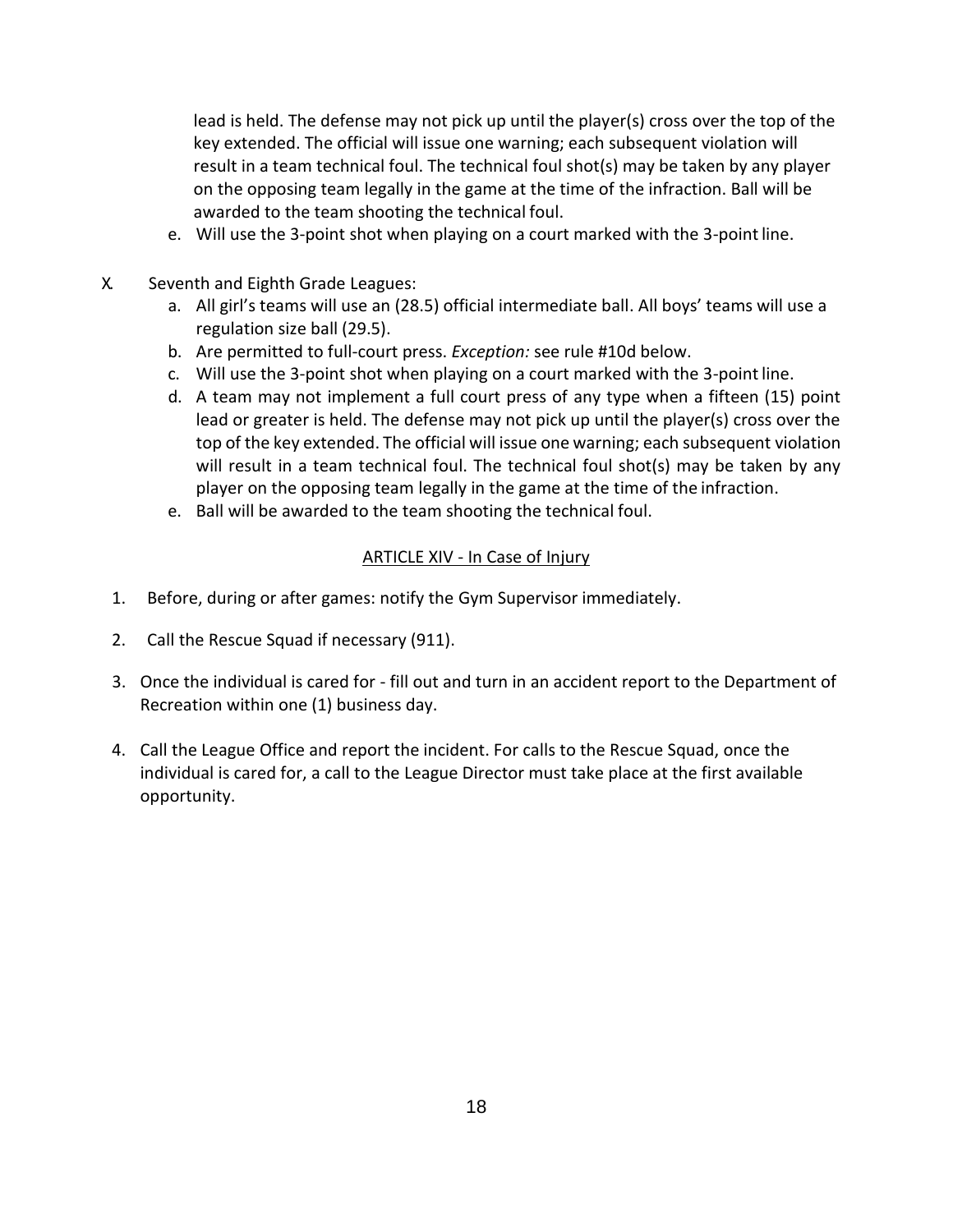lead is held. The defense may not pick up until the player(s) cross over the top of the key extended. The official will issue one warning; each subsequent violation will result in a team technical foul. The technical foul shot(s) may be taken by any player on the opposing team legally in the game at the time of the infraction. Ball will be awarded to the team shooting the technical foul.

  e. Will use the 3-point shot when playing on a court marked with the 3-point line.

X. Seventh and Eighth Grade Leagues:

  a. All girl's teams will use an (28.5) official intermediate ball. All boys' teams will use a regulation size ball (29.5).
  b. Are permitted to full-court press. *Exception:* see rule #10d below.
  c. Will use the 3-point shot when playing on a court marked with the 3-point line.
  d. A team may not implement a full court press of any type when a fifteen (15) point lead or greater is held. The defense may not pick up until the player(s) cross over the top of the key extended. The official will issue one warning; each subsequent violation will result in a team technical foul. The technical foul shot(s) may be taken by any player on the opposing team legally in the game at the time of the infraction.
  e. Ball will be awarded to the team shooting the technical foul.

## ARTICLE XIV - In Case of Injury

1. Before, during or after games: notify the Gym Supervisor immediately.

2. Call the Rescue Squad if necessary (911).

3. Once the individual is cared for - fill out and turn in an accident report to the Department of Recreation within one (1) business day.

4. Call the League Office and report the incident. For calls to the Rescue Squad, once the individual is cared for, a call to the League Director must take place at the first available opportunity.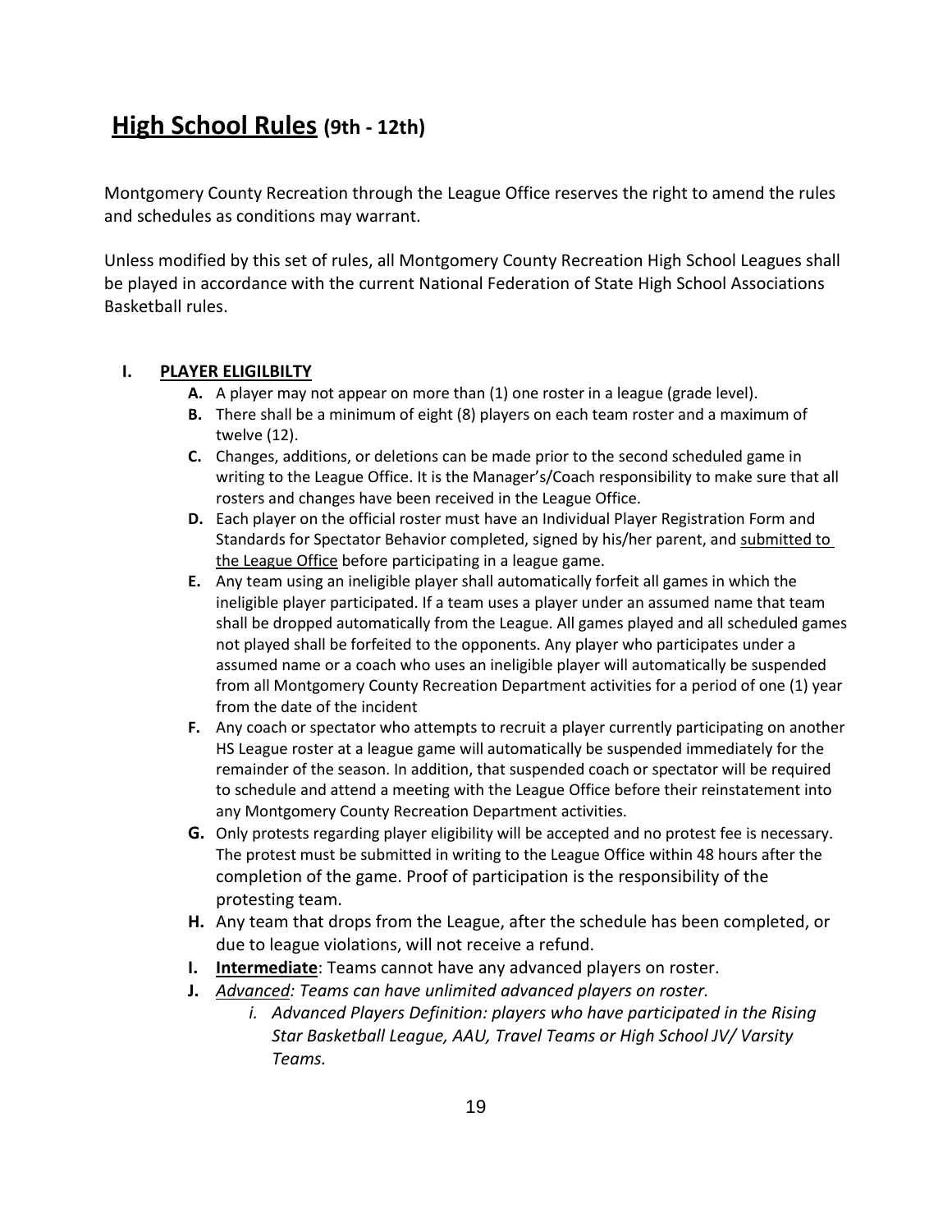# <u>High School Rules</u> (9th - 12th)

Montgomery County Recreation through the League Office reserves the right to amend the rules and schedules as conditions may warrant.

Unless modified by this set of rules, all Montgomery County Recreation High School Leagues shall be played in accordance with the current National Federation of State High School Associations Basketball rules.

## I. <u>PLAYER ELIGILBILTY</u>

- **A.** A player may not appear on more than (1) one roster in a league (grade level).
- **B.** There shall be a minimum of eight (8) players on each team roster and a maximum of twelve (12).
- **C.** Changes, additions, or deletions can be made prior to the second scheduled game in writing to the League Office. It is the Manager's/Coach responsibility to make sure that all rosters and changes have been received in the League Office.
- **D.** Each player on the official roster must have an Individual Player Registration Form and Standards for Spectator Behavior completed, signed by his/her parent, and <u>submitted to the League Office</u> before participating in a league game.
- **E.** Any team using an ineligible player shall automatically forfeit all games in which the ineligible player participated. If a team uses a player under an assumed name that team shall be dropped automatically from the League. All games played and all scheduled games not played shall be forfeited to the opponents. Any player who participates under a assumed name or a coach who uses an ineligible player will automatically be suspended from all Montgomery County Recreation Department activities for a period of one (1) year from the date of the incident
- **F.** Any coach or spectator who attempts to recruit a player currently participating on another HS League roster at a league game will automatically be suspended immediately for the remainder of the season. In addition, that suspended coach or spectator will be required to schedule and attend a meeting with the League Office before their reinstatement into any Montgomery County Recreation Department activities.
- **G.** Only protests regarding player eligibility will be accepted and no protest fee is necessary. The protest must be submitted in writing to the League Office within 48 hours after the completion of the game. Proof of participation is the responsibility of the protesting team.
- **H.** Any team that drops from the League, after the schedule has been completed, or due to league violations, will not receive a refund.
- **I.** **<u>Intermediate</u>**: Teams cannot have any advanced players on roster.
- **J.** *<u>Advanced</u>: Teams can have unlimited advanced players on roster.*
  - *i. Advanced Players Definition: players who have participated in the Rising Star Basketball League, AAU, Travel Teams or High School JV/ Varsity Teams.*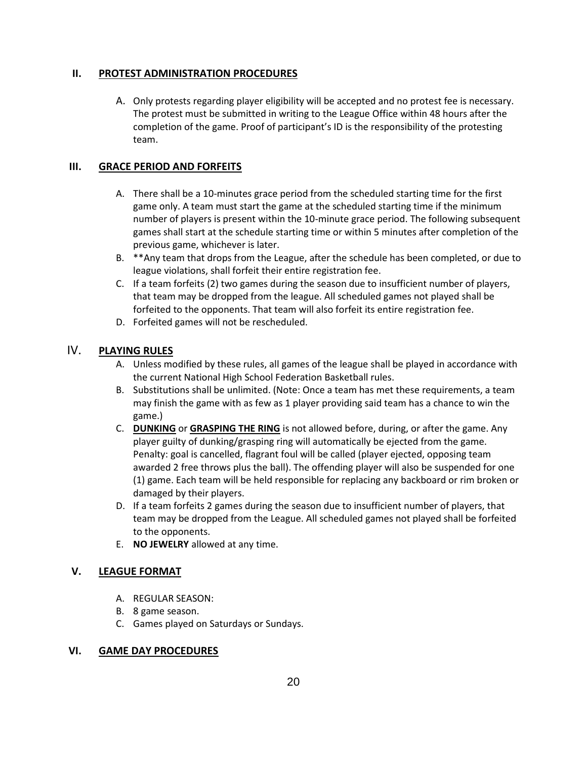## II. PROTEST ADMINISTRATION PROCEDURES

A. Only protests regarding player eligibility will be accepted and no protest fee is necessary. The protest must be submitted in writing to the League Office within 48 hours after the completion of the game. Proof of participant's ID is the responsibility of the protesting team.

## III. GRACE PERIOD AND FORFEITS

A. There shall be a 10-minutes grace period from the scheduled starting time for the first game only. A team must start the game at the scheduled starting time if the minimum number of players is present within the 10-minute grace period. The following subsequent games shall start at the schedule starting time or within 5 minutes after completion of the previous game, whichever is later.

B. **Any team that drops from the League, after the schedule has been completed, or due to league violations, shall forfeit their entire registration fee.

C. If a team forfeits (2) two games during the season due to insufficient number of players, that team may be dropped from the league. All scheduled games not played shall be forfeited to the opponents. That team will also forfeit its entire registration fee.

D. Forfeited games will not be rescheduled.

## IV. PLAYING RULES

A. Unless modified by these rules, all games of the league shall be played in accordance with the current National High School Federation Basketball rules.

B. Substitutions shall be unlimited. (Note: Once a team has met these requirements, a team may finish the game with as few as 1 player providing said team has a chance to win the game.)

C. **DUNKING** or **GRASPING THE RING** is not allowed before, during, or after the game. Any player guilty of dunking/grasping ring will automatically be ejected from the game. Penalty: goal is cancelled, flagrant foul will be called (player ejected, opposing team awarded 2 free throws plus the ball). The offending player will also be suspended for one (1) game. Each team will be held responsible for replacing any backboard or rim broken or damaged by their players.

D. If a team forfeits 2 games during the season due to insufficient number of players, that team may be dropped from the League. All scheduled games not played shall be forfeited to the opponents.

E. **NO JEWELRY** allowed at any time.

## V. LEAGUE FORMAT

A. REGULAR SEASON:

B. 8 game season.

C. Games played on Saturdays or Sundays.

## VI. GAME DAY PROCEDURES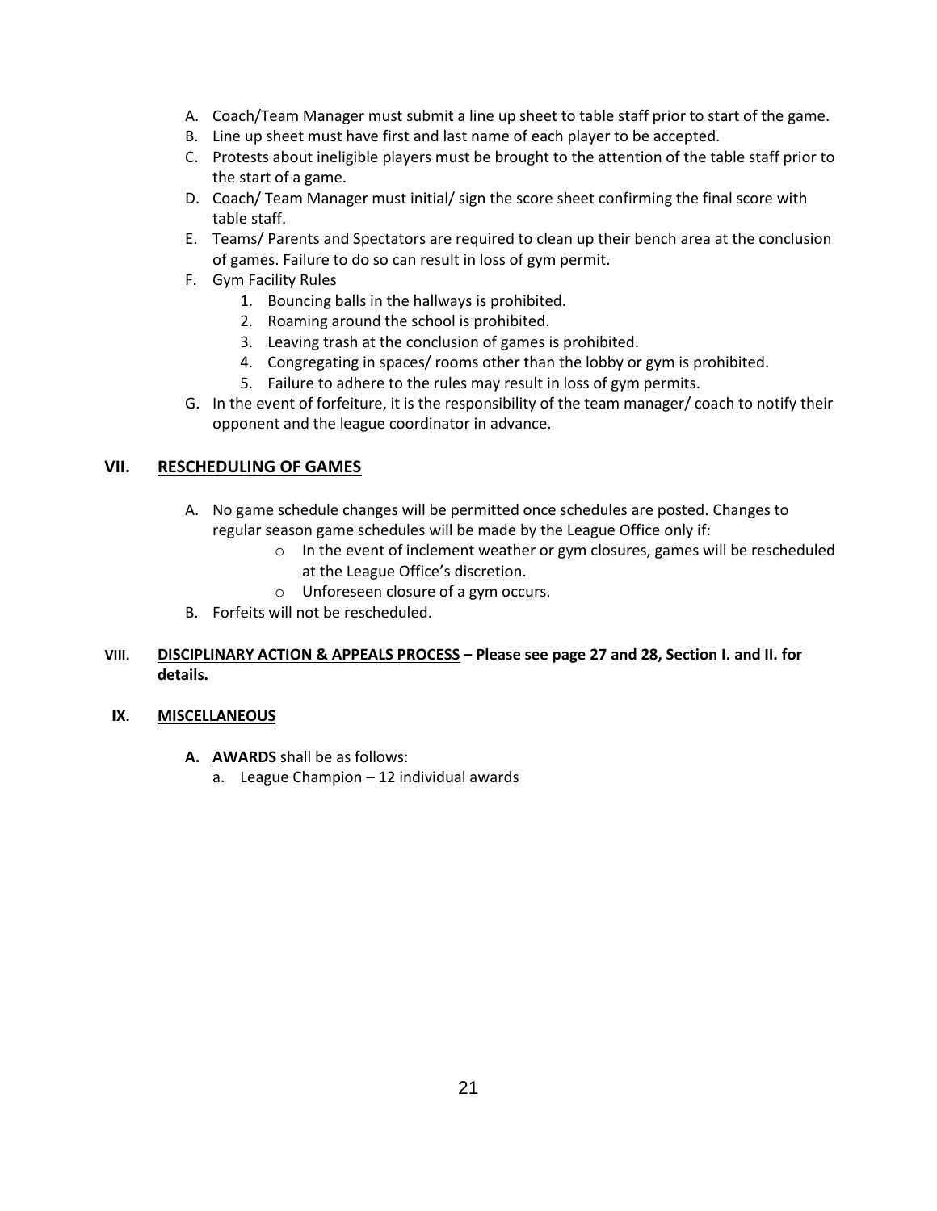A. Coach/Team Manager must submit a line up sheet to table staff prior to start of the game.
B. Line up sheet must have first and last name of each player to be accepted.
C. Protests about ineligible players must be brought to the attention of the table staff prior to the start of a game.
D. Coach/ Team Manager must initial/ sign the score sheet confirming the final score with table staff.
E. Teams/ Parents and Spectators are required to clean up their bench area at the conclusion of games. Failure to do so can result in loss of gym permit.
F. Gym Facility Rules
   1. Bouncing balls in the hallways is prohibited.
   2. Roaming around the school is prohibited.
   3. Leaving trash at the conclusion of games is prohibited.
   4. Congregating in spaces/ rooms other than the lobby or gym is prohibited.
   5. Failure to adhere to the rules may result in loss of gym permits.
G. In the event of forfeiture, it is the responsibility of the team manager/ coach to notify their opponent and the league coordinator in advance.

## VII. RESCHEDULING OF GAMES

A. No game schedule changes will be permitted once schedules are posted. Changes to regular season game schedules will be made by the League Office only if:
   - In the event of inclement weather or gym closures, games will be rescheduled at the League Office's discretion.
   - Unforeseen closure of a gym occurs.
B. Forfeits will not be rescheduled.

## VIII. DISCIPLINARY ACTION & APPEALS PROCESS – Please see page 27 and 28, Section I. and II. for details.

## IX. MISCELLANEOUS

**A. AWARDS** shall be as follows:
   a. League Champion – 12 individual awards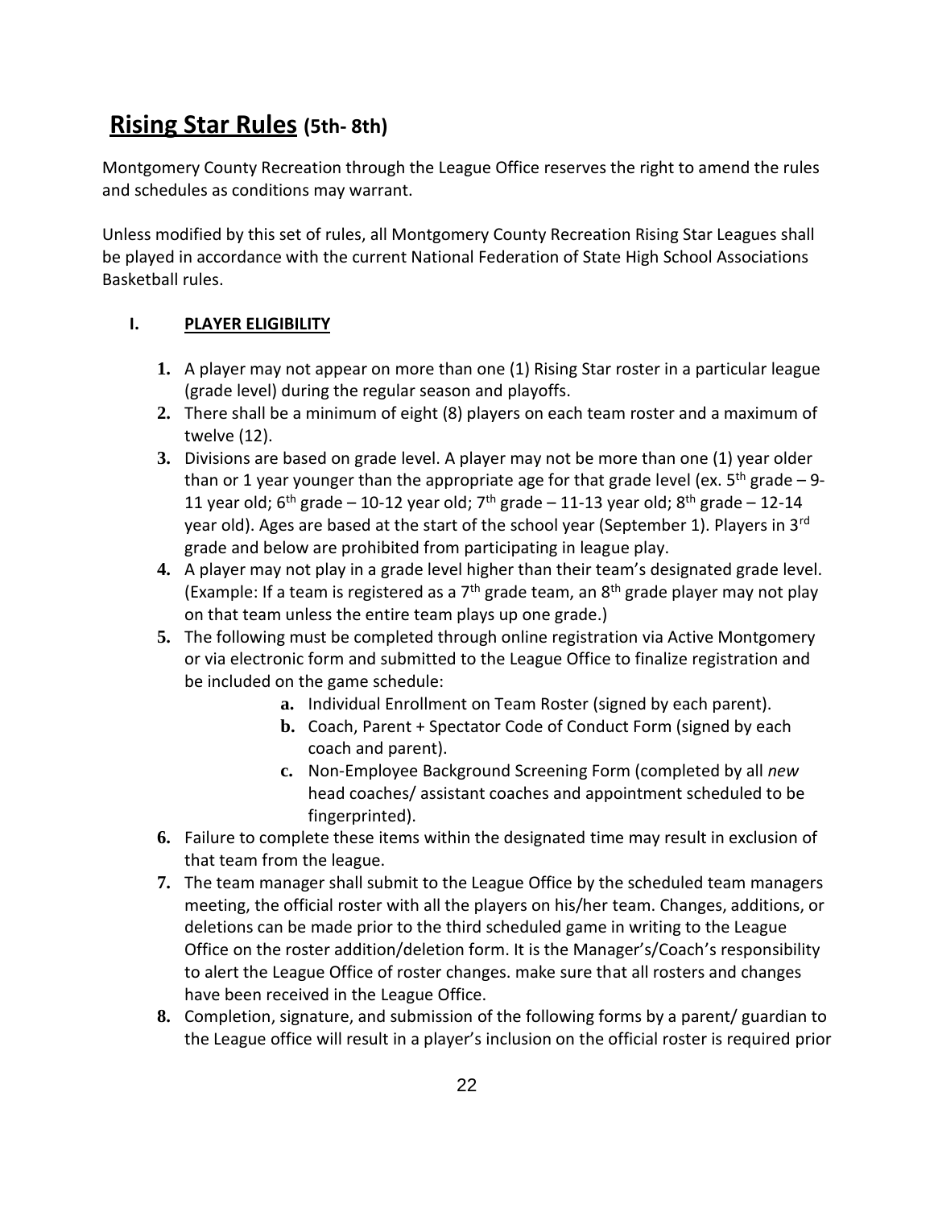# Rising Star Rules (5th- 8th)

Montgomery County Recreation through the League Office reserves the right to amend the rules and schedules as conditions may warrant.

Unless modified by this set of rules, all Montgomery County Recreation Rising Star Leagues shall be played in accordance with the current National Federation of State High School Associations Basketball rules.

## I. PLAYER ELIGIBILITY

1. A player may not appear on more than one (1) Rising Star roster in a particular league (grade level) during the regular season and playoffs.
2. There shall be a minimum of eight (8) players on each team roster and a maximum of twelve (12).
3. Divisions are based on grade level. A player may not be more than one (1) year older than or 1 year younger than the appropriate age for that grade level (ex. 5th grade – 9-11 year old; 6th grade – 10-12 year old; 7th grade – 11-13 year old; 8th grade – 12-14 year old). Ages are based at the start of the school year (September 1). Players in 3rd grade and below are prohibited from participating in league play.
4. A player may not play in a grade level higher than their team's designated grade level. (Example: If a team is registered as a 7th grade team, an 8th grade player may not play on that team unless the entire team plays up one grade.)
5. The following must be completed through online registration via Active Montgomery or via electronic form and submitted to the League Office to finalize registration and be included on the game schedule:
    a. Individual Enrollment on Team Roster (signed by each parent).
    b. Coach, Parent + Spectator Code of Conduct Form (signed by each coach and parent).
    c. Non-Employee Background Screening Form (completed by all *new* head coaches/ assistant coaches and appointment scheduled to be fingerprinted).
6. Failure to complete these items within the designated time may result in exclusion of that team from the league.
7. The team manager shall submit to the League Office by the scheduled team managers meeting, the official roster with all the players on his/her team. Changes, additions, or deletions can be made prior to the third scheduled game in writing to the League Office on the roster addition/deletion form. It is the Manager's/Coach's responsibility to alert the League Office of roster changes. make sure that all rosters and changes have been received in the League Office.
8. Completion, signature, and submission of the following forms by a parent/ guardian to the League office will result in a player's inclusion on the official roster is required prior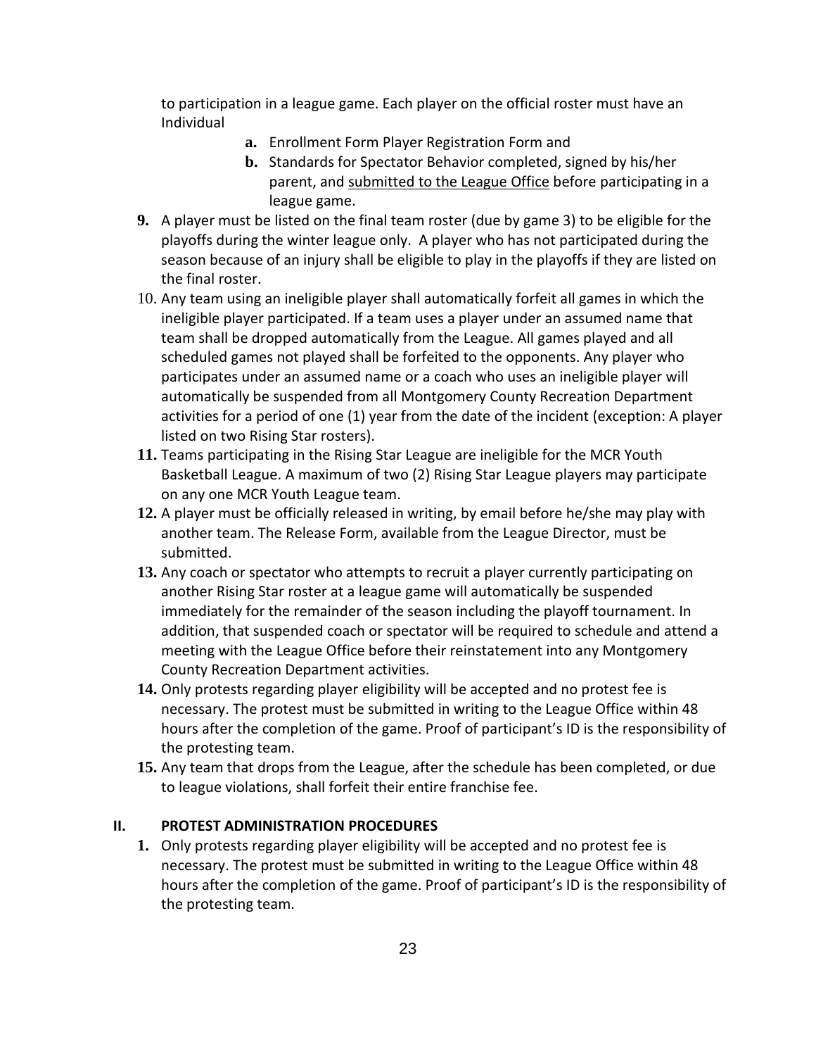to participation in a league game. Each player on the official roster must have an Individual

   a. Enrollment Form Player Registration Form and
   b. Standards for Spectator Behavior completed, signed by his/her parent, and submitted to the League Office before participating in a league game.

9. A player must be listed on the final team roster (due by game 3) to be eligible for the playoffs during the winter league only. A player who has not participated during the season because of an injury shall be eligible to play in the playoffs if they are listed on the final roster.
10. Any team using an ineligible player shall automatically forfeit all games in which the ineligible player participated. If a team uses a player under an assumed name that team shall be dropped automatically from the League. All games played and all scheduled games not played shall be forfeited to the opponents. Any player who participates under an assumed name or a coach who uses an ineligible player will automatically be suspended from all Montgomery County Recreation Department activities for a period of one (1) year from the date of the incident (exception: A player listed on two Rising Star rosters).
11. Teams participating in the Rising Star League are ineligible for the MCR Youth Basketball League. A maximum of two (2) Rising Star League players may participate on any one MCR Youth League team.
12. A player must be officially released in writing, by email before he/she may play with another team. The Release Form, available from the League Director, must be submitted.
13. Any coach or spectator who attempts to recruit a player currently participating on another Rising Star roster at a league game will automatically be suspended immediately for the remainder of the season including the playoff tournament. In addition, that suspended coach or spectator will be required to schedule and attend a meeting with the League Office before their reinstatement into any Montgomery County Recreation Department activities.
14. Only protests regarding player eligibility will be accepted and no protest fee is necessary. The protest must be submitted in writing to the League Office within 48 hours after the completion of the game. Proof of participant's ID is the responsibility of the protesting team.
15. Any team that drops from the League, after the schedule has been completed, or due to league violations, shall forfeit their entire franchise fee.

## II. PROTEST ADMINISTRATION PROCEDURES

1. Only protests regarding player eligibility will be accepted and no protest fee is necessary. The protest must be submitted in writing to the League Office within 48 hours after the completion of the game. Proof of participant's ID is the responsibility of the protesting team.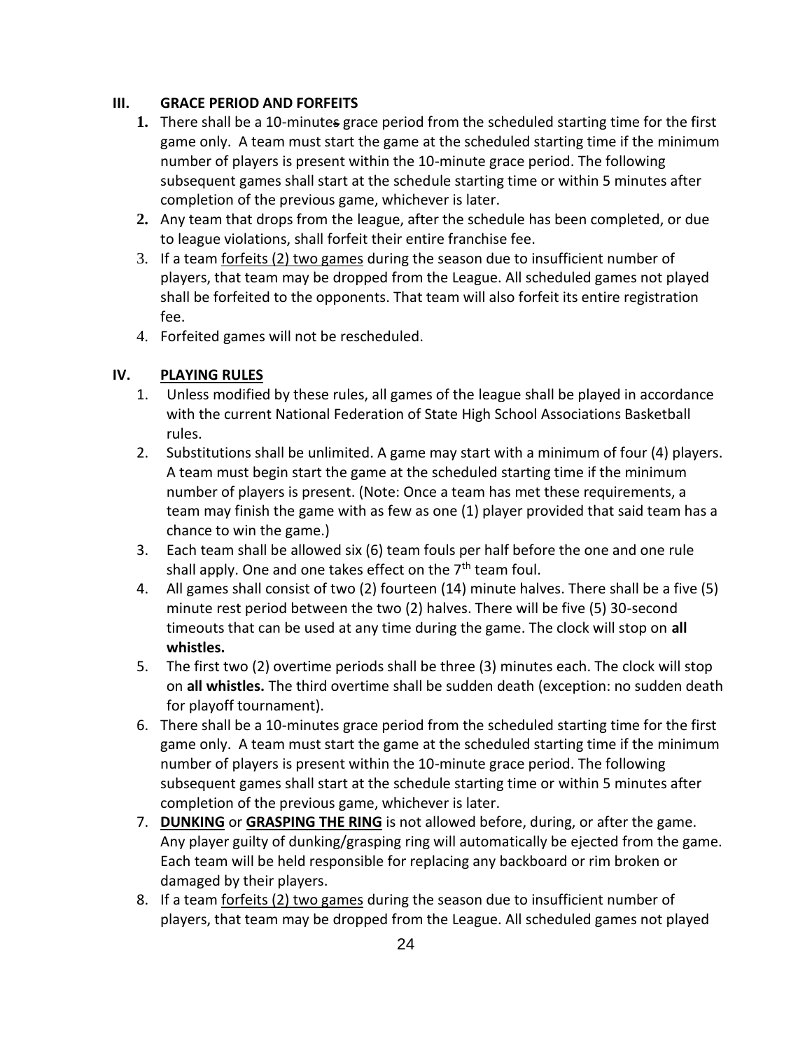## III. GRACE PERIOD AND FORFEITS

1. There shall be a 10-minutes grace period from the scheduled starting time for the first game only. A team must start the game at the scheduled starting time if the minimum number of players is present within the 10-minute grace period. The following subsequent games shall start at the schedule starting time or within 5 minutes after completion of the previous game, whichever is later.
2. Any team that drops from the league, after the schedule has been completed, or due to league violations, shall forfeit their entire franchise fee.
3. If a team forfeits (2) two games during the season due to insufficient number of players, that team may be dropped from the League. All scheduled games not played shall be forfeited to the opponents. That team will also forfeit its entire registration fee.
4. Forfeited games will not be rescheduled.

## IV. PLAYING RULES

1. Unless modified by these rules, all games of the league shall be played in accordance with the current National Federation of State High School Associations Basketball rules.
2. Substitutions shall be unlimited. A game may start with a minimum of four (4) players. A team must begin start the game at the scheduled starting time if the minimum number of players is present. (Note: Once a team has met these requirements, a team may finish the game with as few as one (1) player provided that said team has a chance to win the game.)
3. Each team shall be allowed six (6) team fouls per half before the one and one rule shall apply. One and one takes effect on the 7th team foul.
4. All games shall consist of two (2) fourteen (14) minute halves. There shall be a five (5) minute rest period between the two (2) halves. There will be five (5) 30-second timeouts that can be used at any time during the game. The clock will stop on **all whistles.**
5. The first two (2) overtime periods shall be three (3) minutes each. The clock will stop on **all whistles.** The third overtime shall be sudden death (exception: no sudden death for playoff tournament).
6. There shall be a 10-minutes grace period from the scheduled starting time for the first game only. A team must start the game at the scheduled starting time if the minimum number of players is present within the 10-minute grace period. The following subsequent games shall start at the schedule starting time or within 5 minutes after completion of the previous game, whichever is later.
7. **DUNKING** or **GRASPING THE RING** is not allowed before, during, or after the game. Any player guilty of dunking/grasping ring will automatically be ejected from the game. Each team will be held responsible for replacing any backboard or rim broken or damaged by their players.
8. If a team forfeits (2) two games during the season due to insufficient number of players, that team may be dropped from the League. All scheduled games not played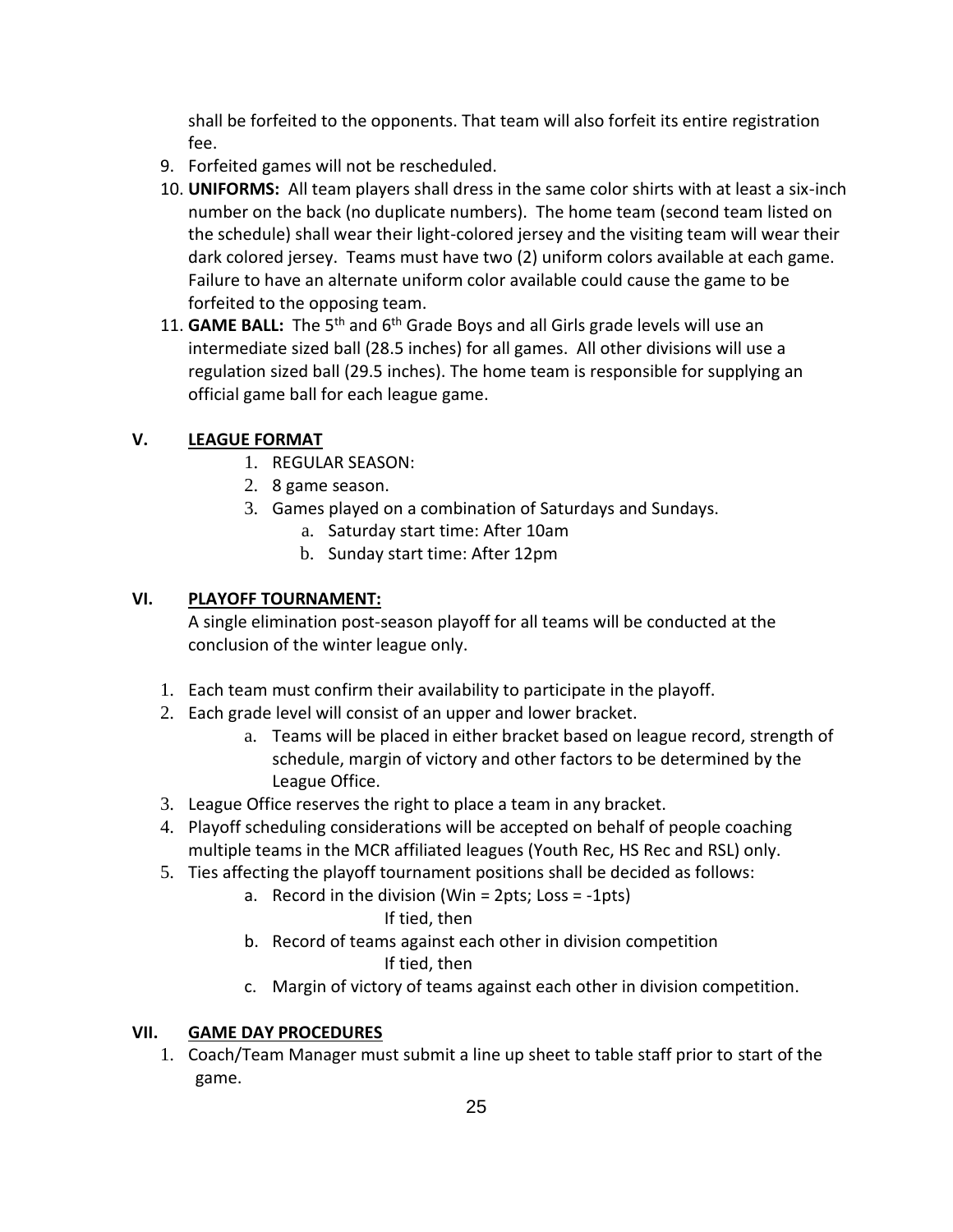shall be forfeited to the opponents. That team will also forfeit its entire registration fee.

9. Forfeited games will not be rescheduled.
10. **UNIFORMS:** All team players shall dress in the same color shirts with at least a six-inch number on the back (no duplicate numbers). The home team (second team listed on the schedule) shall wear their light-colored jersey and the visiting team will wear their dark colored jersey. Teams must have two (2) uniform colors available at each game. Failure to have an alternate uniform color available could cause the game to be forfeited to the opposing team.
11. **GAME BALL:** The 5th and 6th Grade Boys and all Girls grade levels will use an intermediate sized ball (28.5 inches) for all games. All other divisions will use a regulation sized ball (29.5 inches). The home team is responsible for supplying an official game ball for each league game.

## V. LEAGUE FORMAT

1. REGULAR SEASON:
2. 8 game season.
3. Games played on a combination of Saturdays and Sundays.
   a. Saturday start time: After 10am
   b. Sunday start time: After 12pm

## VI. PLAYOFF TOURNAMENT:

A single elimination post-season playoff for all teams will be conducted at the conclusion of the winter league only.

1. Each team must confirm their availability to participate in the playoff.
2. Each grade level will consist of an upper and lower bracket.
   a. Teams will be placed in either bracket based on league record, strength of schedule, margin of victory and other factors to be determined by the League Office.
3. League Office reserves the right to place a team in any bracket.
4. Playoff scheduling considerations will be accepted on behalf of people coaching multiple teams in the MCR affiliated leagues (Youth Rec, HS Rec and RSL) only.
5. Ties affecting the playoff tournament positions shall be decided as follows:
   a. Record in the division (Win = 2pts; Loss = -1pts)
      If tied, then
   b. Record of teams against each other in division competition
      If tied, then
   c. Margin of victory of teams against each other in division competition.

## VII. GAME DAY PROCEDURES

1. Coach/Team Manager must submit a line up sheet to table staff prior to start of the game.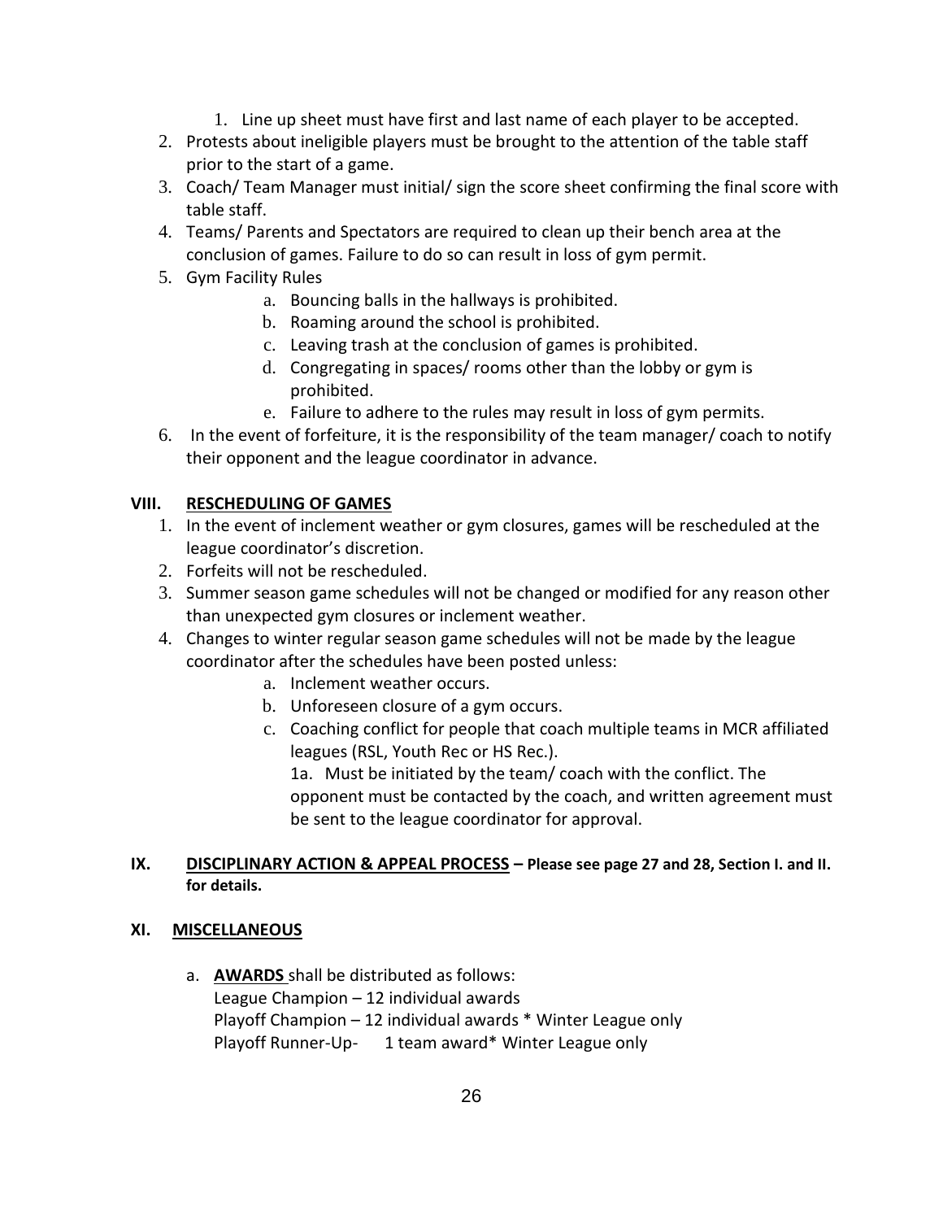1. Line up sheet must have first and last name of each player to be accepted.

2. Protests about ineligible players must be brought to the attention of the table staff prior to the start of a game.
3. Coach/ Team Manager must initial/ sign the score sheet confirming the final score with table staff.
4. Teams/ Parents and Spectators are required to clean up their bench area at the conclusion of games. Failure to do so can result in loss of gym permit.
5. Gym Facility Rules
   a. Bouncing balls in the hallways is prohibited.
   b. Roaming around the school is prohibited.
   c. Leaving trash at the conclusion of games is prohibited.
   d. Congregating in spaces/ rooms other than the lobby or gym is prohibited.
   e. Failure to adhere to the rules may result in loss of gym permits.
6. In the event of forfeiture, it is the responsibility of the team manager/ coach to notify their opponent and the league coordinator in advance.

## VIII. <u>RESCHEDULING OF GAMES</u>

1. In the event of inclement weather or gym closures, games will be rescheduled at the league coordinator's discretion.
2. Forfeits will not be rescheduled.
3. Summer season game schedules will not be changed or modified for any reason other than unexpected gym closures or inclement weather.
4. Changes to winter regular season game schedules will not be made by the league coordinator after the schedules have been posted unless:
   a. Inclement weather occurs.
   b. Unforeseen closure of a gym occurs.
   c. Coaching conflict for people that coach multiple teams in MCR affiliated leagues (RSL, Youth Rec or HS Rec.).

      1a. Must be initiated by the team/ coach with the conflict. The opponent must be contacted by the coach, and written agreement must be sent to the league coordinator for approval.

## IX. <u>DISCIPLINARY ACTION & APPEAL PROCESS</u> – Please see page 27 and 28, Section I. and II. for details.

## XI. <u>MISCELLANEOUS</u>

a. **<u>AWARDS</u>** shall be distributed as follows:
   League Champion – 12 individual awards
   Playoff Champion – 12 individual awards * Winter League only
   Playoff Runner-Up- 1 team award* Winter League only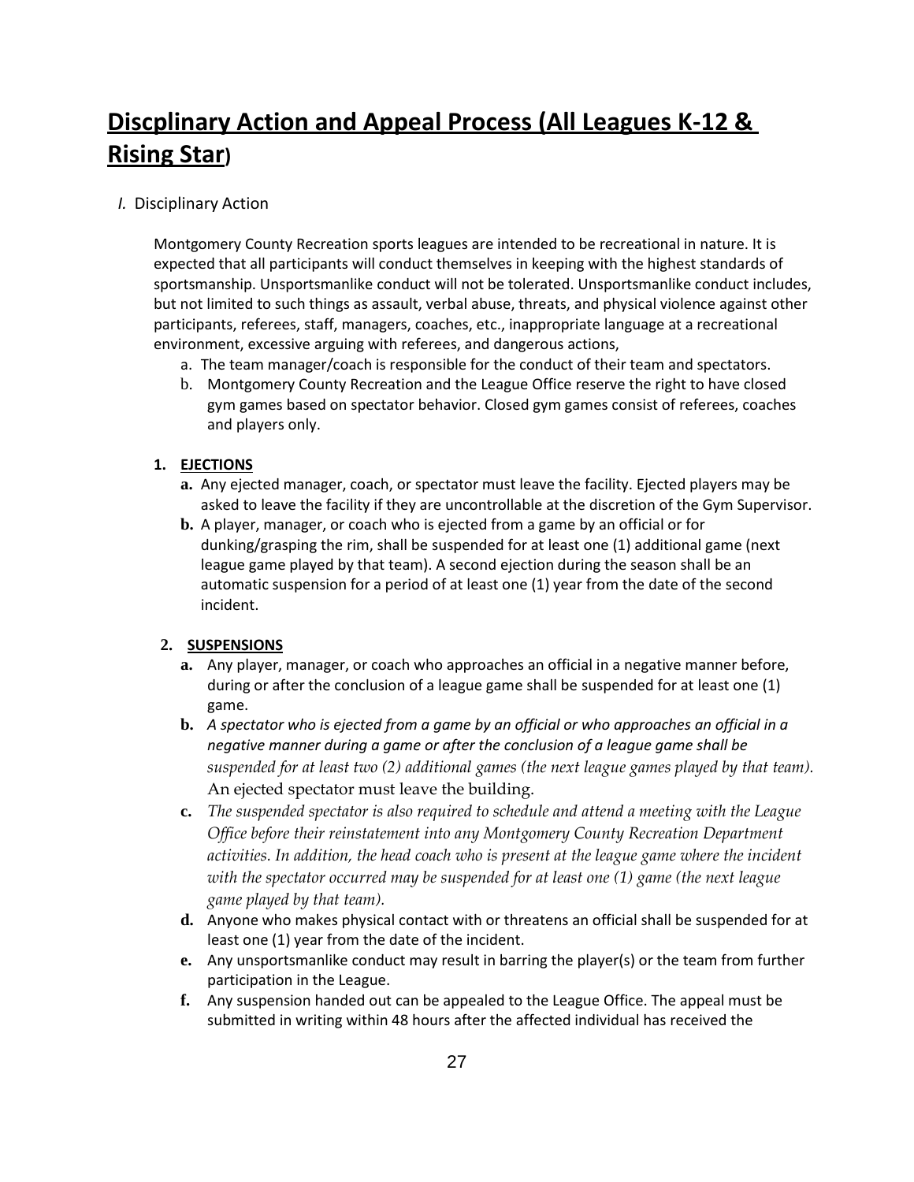# Discplinary Action and Appeal Process (All Leagues K-12 & Rising Star)

*I.* Disciplinary Action

Montgomery County Recreation sports leagues are intended to be recreational in nature. It is expected that all participants will conduct themselves in keeping with the highest standards of sportsmanship. Unsportsmanlike conduct will not be tolerated. Unsportsmanlike conduct includes, but not limited to such things as assault, verbal abuse, threats, and physical violence against other participants, referees, staff, managers, coaches, etc., inappropriate language at a recreational environment, excessive arguing with referees, and dangerous actions,

a. The team manager/coach is responsible for the conduct of their team and spectators.

b. Montgomery County Recreation and the League Office reserve the right to have closed gym games based on spectator behavior. Closed gym games consist of referees, coaches and players only.

**1. EJECTIONS**

**a.** Any ejected manager, coach, or spectator must leave the facility. Ejected players may be asked to leave the facility if they are uncontrollable at the discretion of the Gym Supervisor.

**b.** A player, manager, or coach who is ejected from a game by an official or for dunking/grasping the rim, shall be suspended for at least one (1) additional game (next league game played by that team). A second ejection during the season shall be an automatic suspension for a period of at least one (1) year from the date of the second incident.

**2. SUSPENSIONS**

**a.** Any player, manager, or coach who approaches an official in a negative manner before, during or after the conclusion of a league game shall be suspended for at least one (1) game.

**b.** *A spectator who is ejected from a game by an official or who approaches an official in a negative manner during a game or after the conclusion of a league game shall be suspended for at least two (2) additional games (the next league games played by that team).* An ejected spectator must leave the building.

**c.** *The suspended spectator is also required to schedule and attend a meeting with the League Office before their reinstatement into any Montgomery County Recreation Department activities. In addition, the head coach who is present at the league game where the incident with the spectator occurred may be suspended for at least one (1) game (the next league game played by that team).*

**d.** Anyone who makes physical contact with or threatens an official shall be suspended for at least one (1) year from the date of the incident.

**e.** Any unsportsmanlike conduct may result in barring the player(s) or the team from further participation in the League.

**f.** Any suspension handed out can be appealed to the League Office. The appeal must be submitted in writing within 48 hours after the affected individual has received the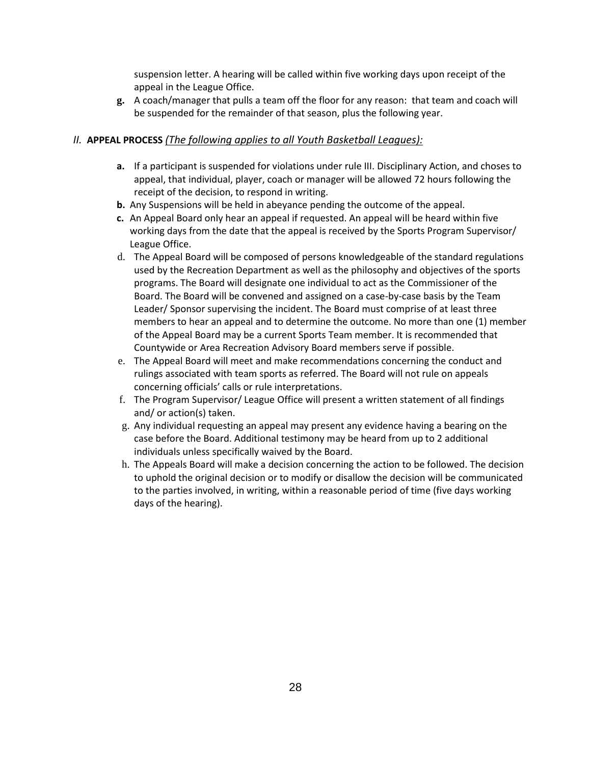suspension letter. A hearing will be called within five working days upon receipt of the appeal in the League Office.

**g.** A coach/manager that pulls a team off the floor for any reason: that team and coach will be suspended for the remainder of that season, plus the following year.

## *II.* **APPEAL PROCESS** *(The following applies to all Youth Basketball Leagues):*

**a.** If a participant is suspended for violations under rule III. Disciplinary Action, and choses to appeal, that individual, player, coach or manager will be allowed 72 hours following the receipt of the decision, to respond in writing.

**b.** Any Suspensions will be held in abeyance pending the outcome of the appeal.

**c.** An Appeal Board only hear an appeal if requested. An appeal will be heard within five working days from the date that the appeal is received by the Sports Program Supervisor/ League Office.

d. The Appeal Board will be composed of persons knowledgeable of the standard regulations used by the Recreation Department as well as the philosophy and objectives of the sports programs. The Board will designate one individual to act as the Commissioner of the Board. The Board will be convened and assigned on a case-by-case basis by the Team Leader/ Sponsor supervising the incident. The Board must comprise of at least three members to hear an appeal and to determine the outcome. No more than one (1) member of the Appeal Board may be a current Sports Team member. It is recommended that Countywide or Area Recreation Advisory Board members serve if possible.

e. The Appeal Board will meet and make recommendations concerning the conduct and rulings associated with team sports as referred. The Board will not rule on appeals concerning officials' calls or rule interpretations.

f. The Program Supervisor/ League Office will present a written statement of all findings and/ or action(s) taken.

g. Any individual requesting an appeal may present any evidence having a bearing on the case before the Board. Additional testimony may be heard from up to 2 additional individuals unless specifically waived by the Board.

h. The Appeals Board will make a decision concerning the action to be followed. The decision to uphold the original decision or to modify or disallow the decision will be communicated to the parties involved, in writing, within a reasonable period of time (five days working days of the hearing).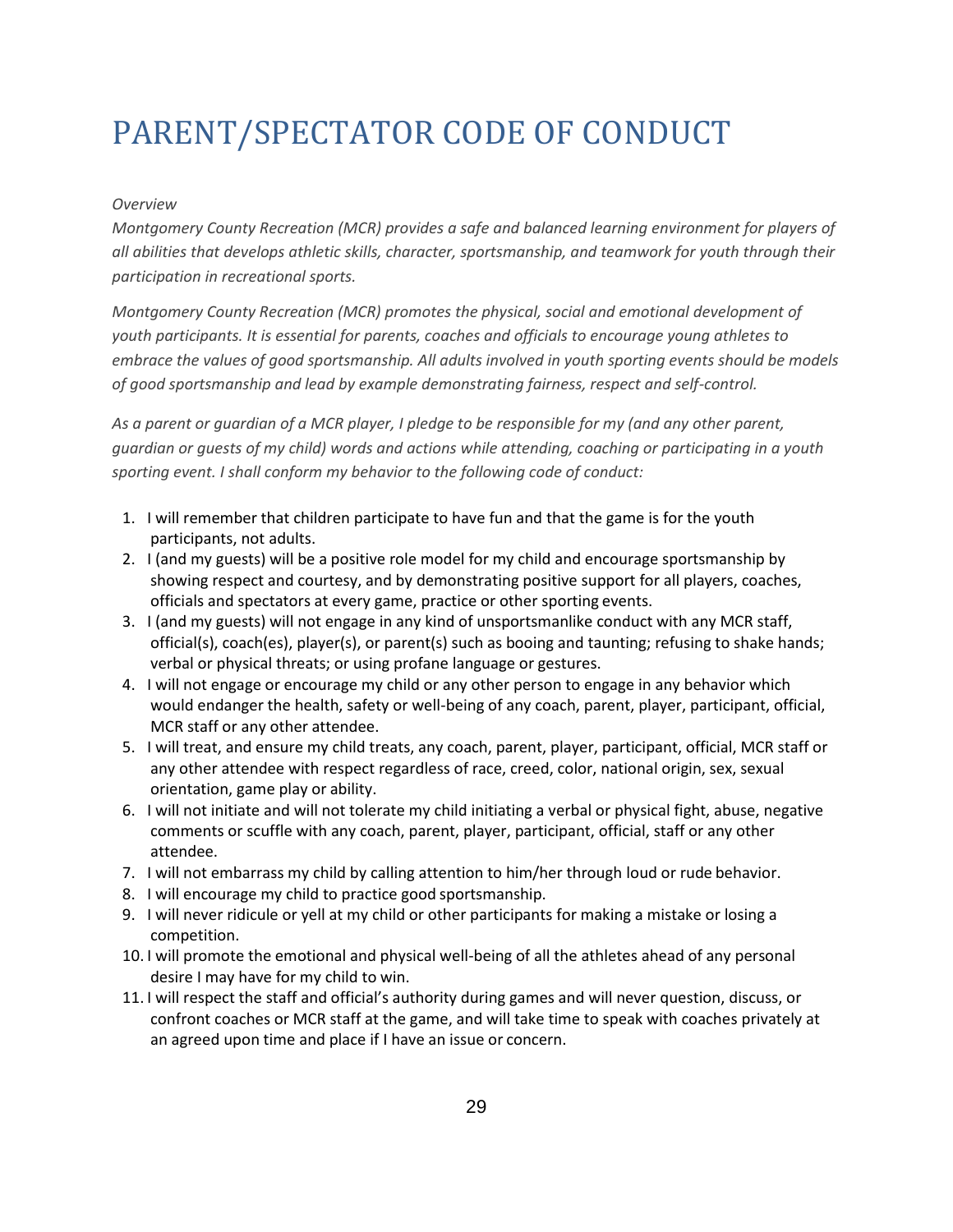# PARENT/SPECTATOR CODE OF CONDUCT

*Overview*

*Montgomery County Recreation (MCR) provides a safe and balanced learning environment for players of all abilities that develops athletic skills, character, sportsmanship, and teamwork for youth through their participation in recreational sports.*

*Montgomery County Recreation (MCR) promotes the physical, social and emotional development of youth participants. It is essential for parents, coaches and officials to encourage young athletes to embrace the values of good sportsmanship. All adults involved in youth sporting events should be models of good sportsmanship and lead by example demonstrating fairness, respect and self-control.*

*As a parent or guardian of a MCR player, I pledge to be responsible for my (and any other parent, guardian or guests of my child) words and actions while attending, coaching or participating in a youth sporting event. I shall conform my behavior to the following code of conduct:*

1. I will remember that children participate to have fun and that the game is for the youth participants, not adults.
2. I (and my guests) will be a positive role model for my child and encourage sportsmanship by showing respect and courtesy, and by demonstrating positive support for all players, coaches, officials and spectators at every game, practice or other sporting events.
3. I (and my guests) will not engage in any kind of unsportsmanlike conduct with any MCR staff, official(s), coach(es), player(s), or parent(s) such as booing and taunting; refusing to shake hands; verbal or physical threats; or using profane language or gestures.
4. I will not engage or encourage my child or any other person to engage in any behavior which would endanger the health, safety or well-being of any coach, parent, player, participant, official, MCR staff or any other attendee.
5. I will treat, and ensure my child treats, any coach, parent, player, participant, official, MCR staff or any other attendee with respect regardless of race, creed, color, national origin, sex, sexual orientation, game play or ability.
6. I will not initiate and will not tolerate my child initiating a verbal or physical fight, abuse, negative comments or scuffle with any coach, parent, player, participant, official, staff or any other attendee.
7. I will not embarrass my child by calling attention to him/her through loud or rude behavior.
8. I will encourage my child to practice good sportsmanship.
9. I will never ridicule or yell at my child or other participants for making a mistake or losing a competition.
10. I will promote the emotional and physical well-being of all the athletes ahead of any personal desire I may have for my child to win.
11. I will respect the staff and official's authority during games and will never question, discuss, or confront coaches or MCR staff at the game, and will take time to speak with coaches privately at an agreed upon time and place if I have an issue or concern.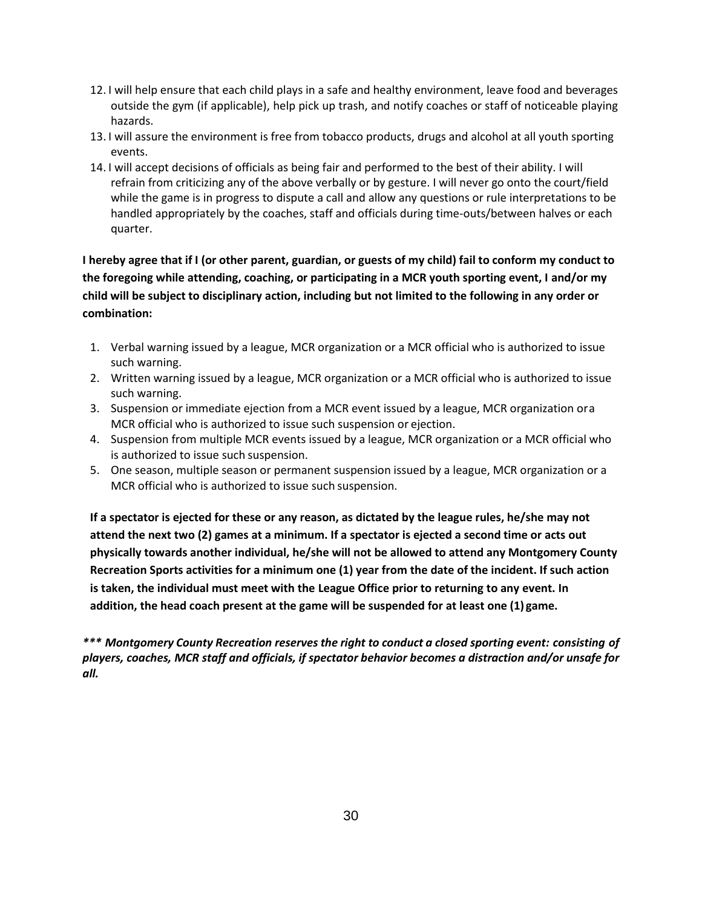12. I will help ensure that each child plays in a safe and healthy environment, leave food and beverages outside the gym (if applicable), help pick up trash, and notify coaches or staff of noticeable playing hazards.
13. I will assure the environment is free from tobacco products, drugs and alcohol at all youth sporting events.
14. I will accept decisions of officials as being fair and performed to the best of their ability. I will refrain from criticizing any of the above verbally or by gesture. I will never go onto the court/field while the game is in progress to dispute a call and allow any questions or rule interpretations to be handled appropriately by the coaches, staff and officials during time-outs/between halves or each quarter.

**I hereby agree that if I (or other parent, guardian, or guests of my child) fail to conform my conduct to the foregoing while attending, coaching, or participating in a MCR youth sporting event, I and/or my child will be subject to disciplinary action, including but not limited to the following in any order or combination:**

1. Verbal warning issued by a league, MCR organization or a MCR official who is authorized to issue such warning.
2. Written warning issued by a league, MCR organization or a MCR official who is authorized to issue such warning.
3. Suspension or immediate ejection from a MCR event issued by a league, MCR organization ora MCR official who is authorized to issue such suspension or ejection.
4. Suspension from multiple MCR events issued by a league, MCR organization or a MCR official who is authorized to issue such suspension.
5. One season, multiple season or permanent suspension issued by a league, MCR organization or a MCR official who is authorized to issue such suspension.

**If a spectator is ejected for these or any reason, as dictated by the league rules, he/she may not attend the next two (2) games at a minimum. If a spectator is ejected a second time or acts out physically towards another individual, he/she will not be allowed to attend any Montgomery County Recreation Sports activities for a minimum one (1) year from the date of the incident. If such action is taken, the individual must meet with the League Office prior to returning to any event. In addition, the head coach present at the game will be suspended for at least one (1) game.**

***\*\*\* Montgomery County Recreation reserves the right to conduct a closed sporting event: consisting of players, coaches, MCR staff and officials, if spectator behavior becomes a distraction and/or unsafe for all.***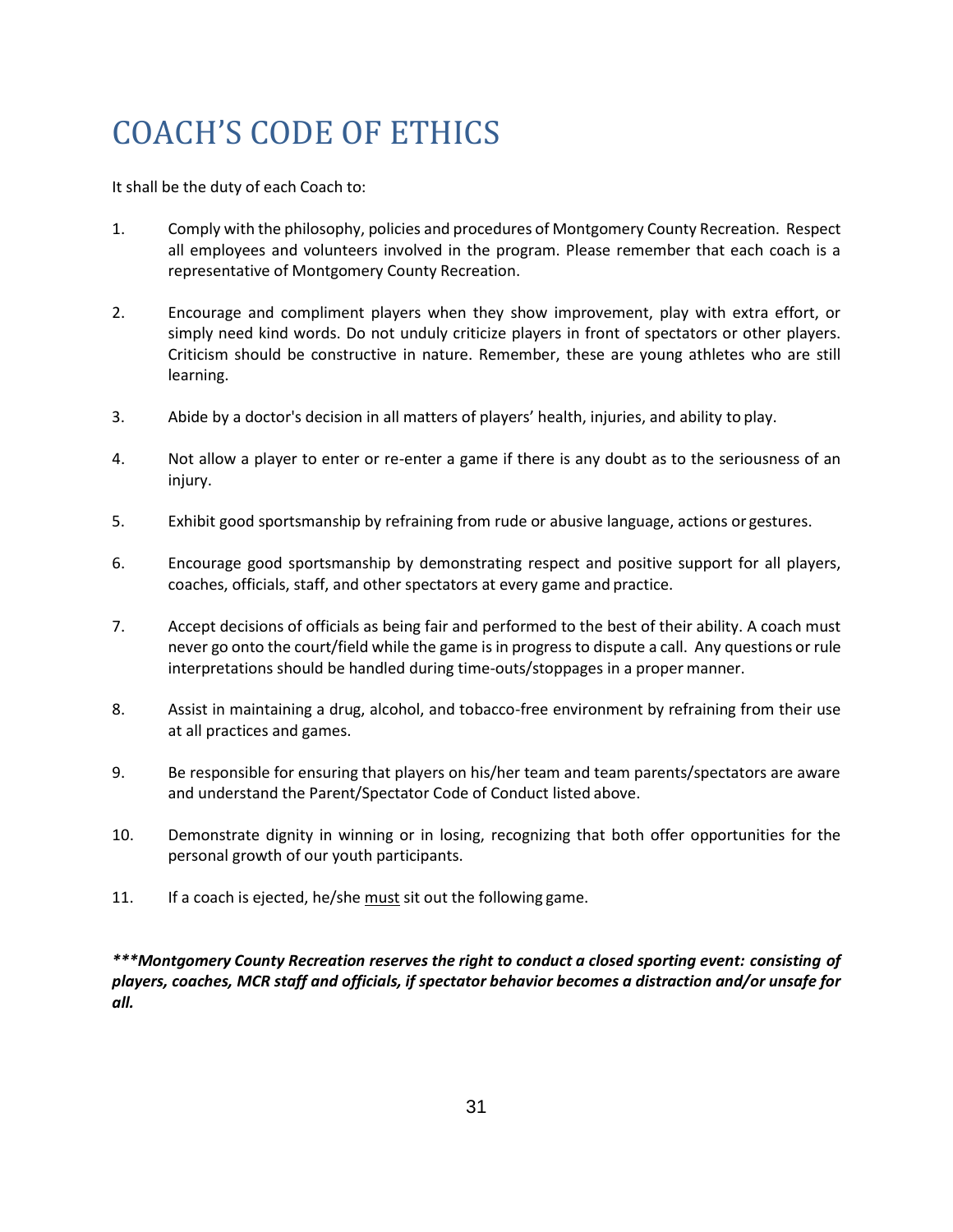# COACH'S CODE OF ETHICS

It shall be the duty of each Coach to:

1. Comply with the philosophy, policies and procedures of Montgomery County Recreation. Respect all employees and volunteers involved in the program. Please remember that each coach is a representative of Montgomery County Recreation.

2. Encourage and compliment players when they show improvement, play with extra effort, or simply need kind words. Do not unduly criticize players in front of spectators or other players. Criticism should be constructive in nature. Remember, these are young athletes who are still learning.

3. Abide by a doctor's decision in all matters of players' health, injuries, and ability to play.

4. Not allow a player to enter or re-enter a game if there is any doubt as to the seriousness of an injury.

5. Exhibit good sportsmanship by refraining from rude or abusive language, actions or gestures.

6. Encourage good sportsmanship by demonstrating respect and positive support for all players, coaches, officials, staff, and other spectators at every game and practice.

7. Accept decisions of officials as being fair and performed to the best of their ability. A coach must never go onto the court/field while the game is in progress to dispute a call. Any questions or rule interpretations should be handled during time-outs/stoppages in a proper manner.

8. Assist in maintaining a drug, alcohol, and tobacco-free environment by refraining from their use at all practices and games.

9. Be responsible for ensuring that players on his/her team and team parents/spectators are aware and understand the Parent/Spectator Code of Conduct listed above.

10. Demonstrate dignity in winning or in losing, recognizing that both offer opportunities for the personal growth of our youth participants.

11. If a coach is ejected, he/she <u>must</u> sit out the following game.

***\*\*\*Montgomery County Recreation reserves the right to conduct a closed sporting event: consisting of players, coaches, MCR staff and officials, if spectator behavior becomes a distraction and/or unsafe for all.***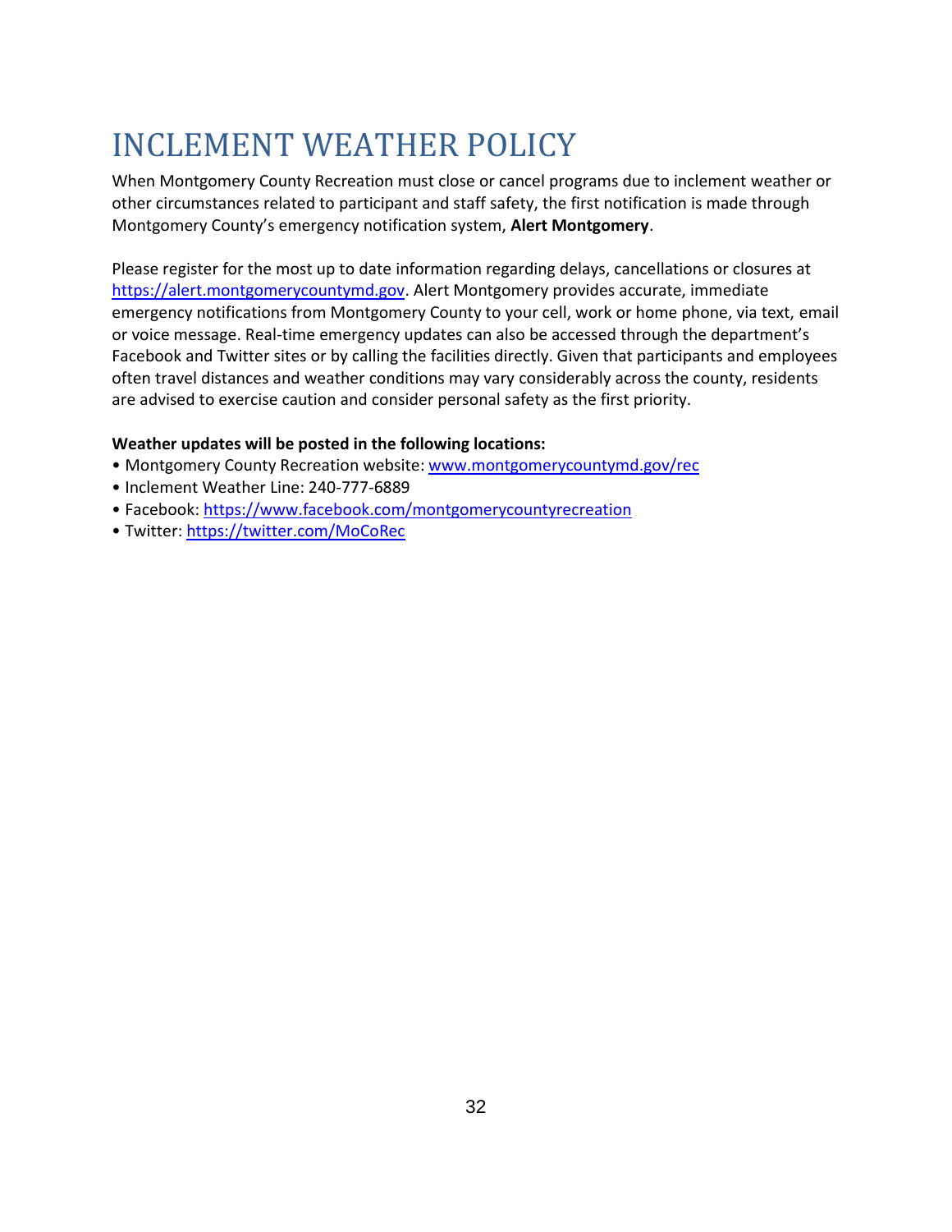# INCLEMENT WEATHER POLICY

When Montgomery County Recreation must close or cancel programs due to inclement weather or other circumstances related to participant and staff safety, the first notification is made through Montgomery County's emergency notification system, **Alert Montgomery**.

Please register for the most up to date information regarding delays, cancellations or closures at [https://alert.montgomerycountymd.gov](https://alert.montgomerycountymd.gov). Alert Montgomery provides accurate, immediate emergency notifications from Montgomery County to your cell, work or home phone, via text, email or voice message. Real-time emergency updates can also be accessed through the department's Facebook and Twitter sites or by calling the facilities directly. Given that participants and employees often travel distances and weather conditions may vary considerably across the county, residents are advised to exercise caution and consider personal safety as the first priority.

**Weather updates will be posted in the following locations:**

- Montgomery County Recreation website: [www.montgomerycountymd.gov/rec](www.montgomerycountymd.gov/rec)
- Inclement Weather Line: 240-777-6889
- Facebook: [https://www.facebook.com/montgomerycountyrecreation](https://www.facebook.com/montgomerycountyrecreation)
- Twitter: [https://twitter.com/MoCoRec](https://twitter.com/MoCoRec)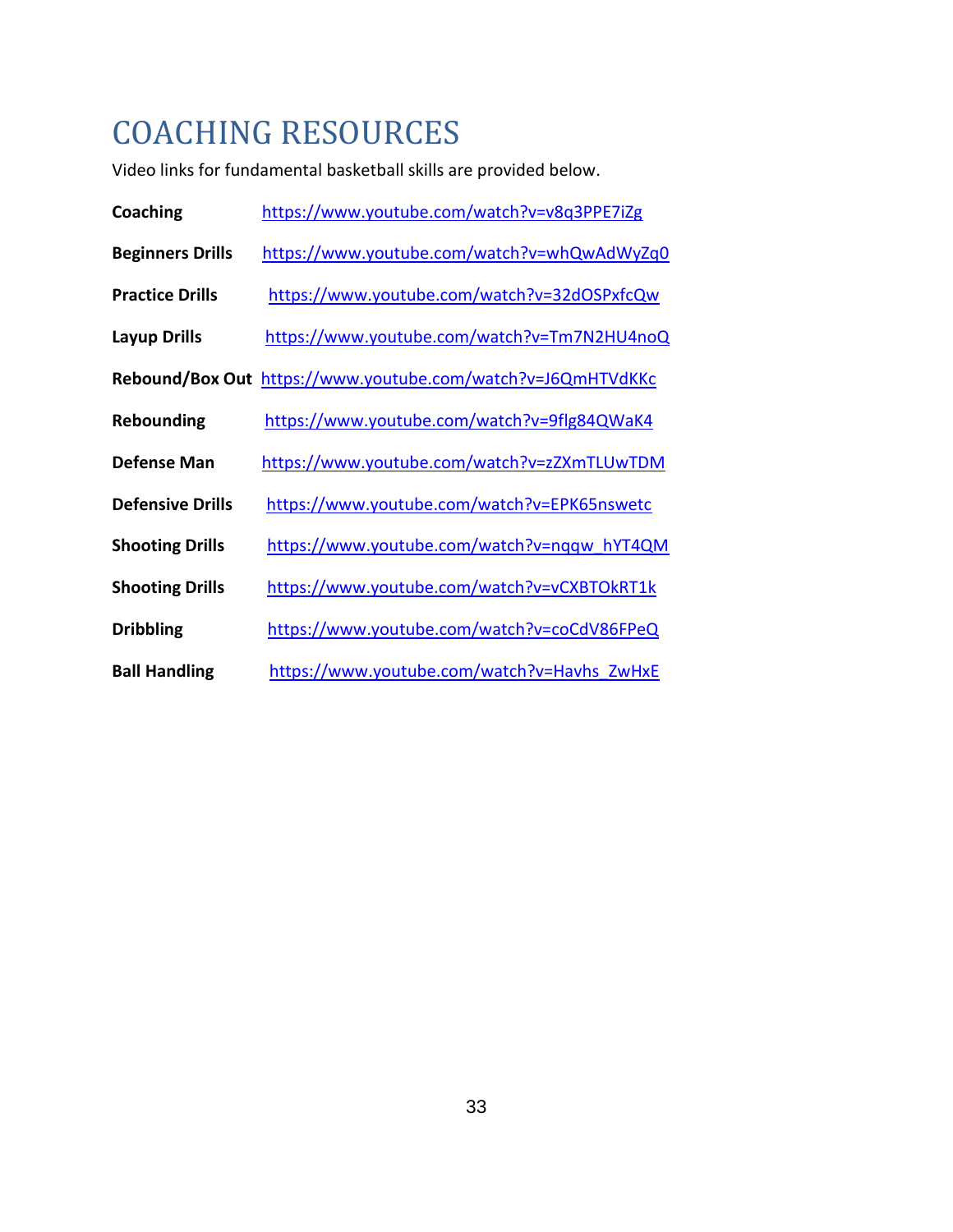# COACHING RESOURCES

Video links for fundamental basketball skills are provided below.

| | |
|---|---|
| **Coaching** | https://www.youtube.com/watch?v=v8q3PPE7iZg |
| **Beginners Drills** | https://www.youtube.com/watch?v=whQwAdWyZq0 |
| **Practice Drills** | https://www.youtube.com/watch?v=32dOSPxfcQw |
| **Layup Drills** | https://www.youtube.com/watch?v=Tm7N2HU4noQ |
| **Rebound/Box Out** | https://www.youtube.com/watch?v=J6QmHTVdKKc |
| **Rebounding** | https://www.youtube.com/watch?v=9flg84QWaK4 |
| **Defense Man** | https://www.youtube.com/watch?v=zZXmTLUwTDM |
| **Defensive Drills** | https://www.youtube.com/watch?v=EPK65nswetc |
| **Shooting Drills** | https://www.youtube.com/watch?v=nqqw_hYT4QM |
| **Shooting Drills** | https://www.youtube.com/watch?v=vCXBTOkRT1k |
| **Dribbling** | https://www.youtube.com/watch?v=coCdV86FPeQ |
| **Ball Handling** | https://www.youtube.com/watch?v=Havhs_ZwHxE |